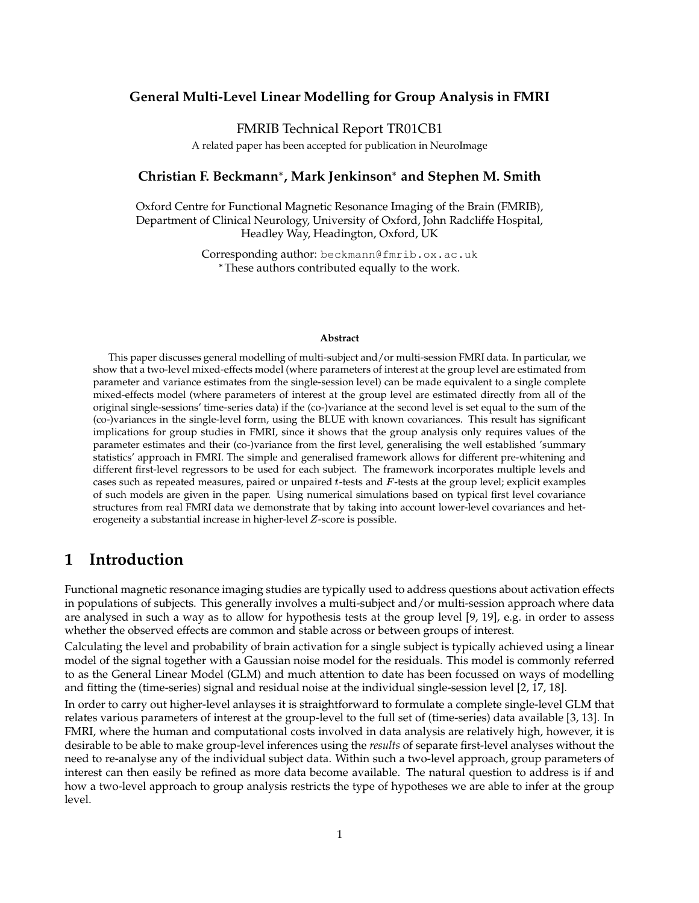# General Multi-Level Linear Modelling for Group Analysis in FMRI

FMRIB Technical Report TR01CB1

A related paper has been accepted for publication in NeuroImage

**Christian F. Beckmann*, Mark Jenkinson* and Stephen M. Smith**

Oxford Centre for Functional Magnetic Resonance Imaging of the Brain (FMRIB), Department of Clinical Neurology, University of Oxford, John Radcliffe Hospital, Headley Way, Headington, Oxford, UK

Corresponding author: `beckmann@fmrib.ox.ac.uk`

*These authors contributed equally to the work.

**Abstract**

This paper discusses general modelling of multi-subject and/or multi-session FMRI data. In particular, we show that a two-level mixed-effects model (where parameters of interest at the group level are estimated from parameter and variance estimates from the single-session level) can be made equivalent to a single complete mixed-effects model (where parameters of interest at the group level are estimated directly from all of the original single-sessions' time-series data) if the (co-)variance at the second level is set equal to the sum of the (co-)variances in the single-level form, using the BLUE with known covariances. This result has significant implications for group studies in FMRI, since it shows that the group analysis only requires values of the parameter estimates and their (co-)variance from the first level, generalising the well established 'summary statistics' approach in FMRI. The simple and generalised framework allows for different pre-whitening and different first-level regressors to be used for each subject. The framework incorporates multiple levels and cases such as repeated measures, paired or unpaired $t$-tests and $F$-tests at the group level; explicit examples of such models are given in the paper. Using numerical simulations based on typical first level covariance structures from real FMRI data we demonstrate that by taking into account lower-level covariances and heterogeneity a substantial increase in higher-level $Z$-score is possible.

## 1 Introduction

Functional magnetic resonance imaging studies are typically used to address questions about activation effects in populations of subjects. This generally involves a multi-subject and/or multi-session approach where data are analysed in such a way as to allow for hypothesis tests at the group level [9, 19], e.g. in order to assess whether the observed effects are common and stable across or between groups of interest.

Calculating the level and probability of brain activation for a single subject is typically achieved using a linear model of the signal together with a Gaussian noise model for the residuals. This model is commonly referred to as the General Linear Model (GLM) and much attention to date has been focussed on ways of modelling and fitting the (time-series) signal and residual noise at the individual single-session level [2, 17, 18].

In order to carry out higher-level anlayses it is straightforward to formulate a complete single-level GLM that relates various parameters of interest at the group-level to the full set of (time-series) data available [3, 13]. In FMRI, where the human and computational costs involved in data analysis are relatively high, however, it is desirable to be able to make group-level inferences using the *results* of separate first-level analyses without the need to re-analyse any of the individual subject data. Within such a two-level approach, group parameters of interest can then easily be refined as more data become available. The natural question to address is if and how a two-level approach to group analysis restricts the type of hypotheses we are able to infer at the group level.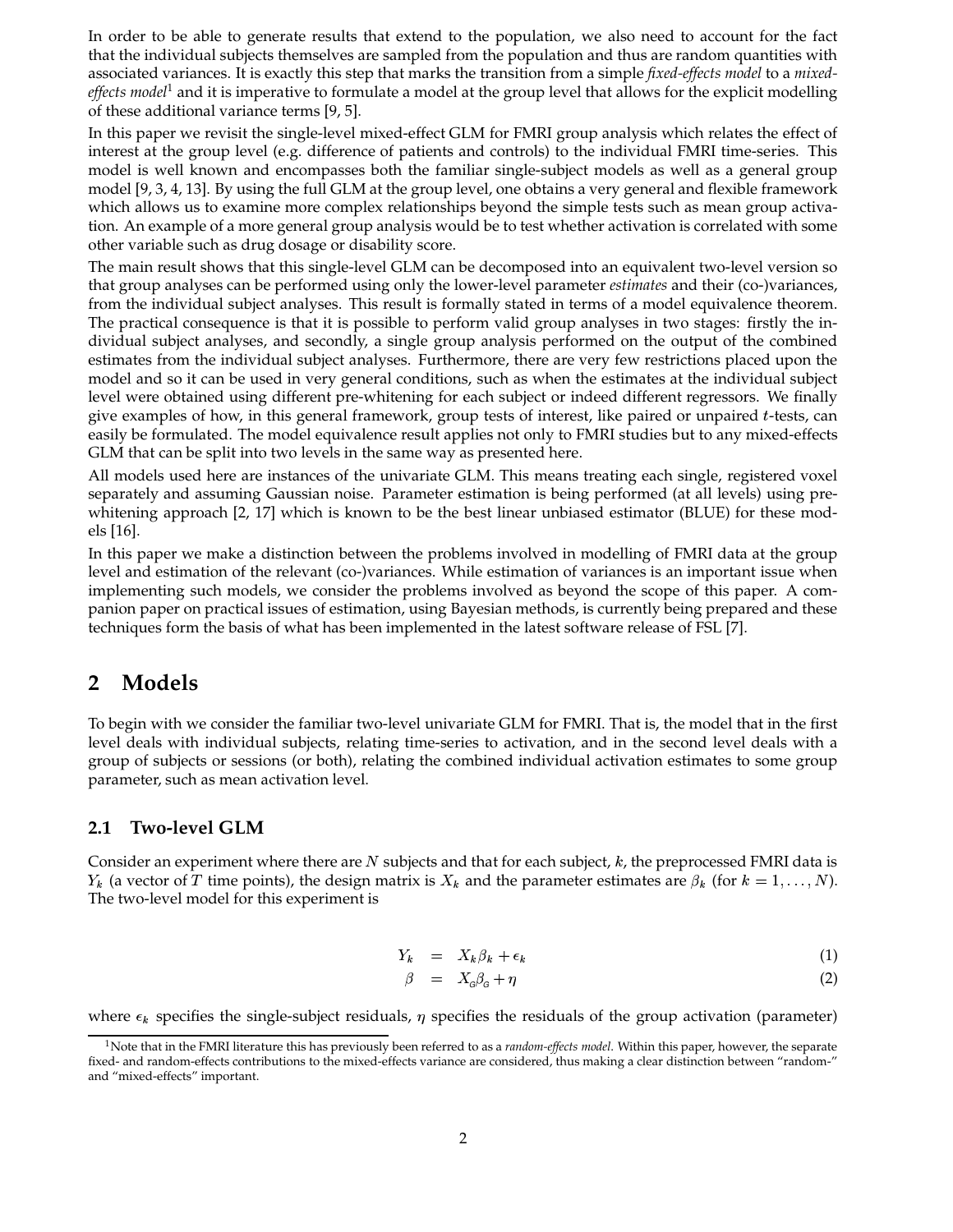In order to be able to generate results that extend to the population, we also need to account for the fact that the individual subjects themselves are sampled from the population and thus are random quantities with associated variances. It is exactly this step that marks the transition from a simple *fixed-effects model* to a *mixed-effects model*[1] and it is imperative to formulate a model at the group level that allows for the explicit modelling of these additional variance terms [9, 5].

In this paper we revisit the single-level mixed-effect GLM for FMRI group analysis which relates the effect of interest at the group level (e.g. difference of patients and controls) to the individual FMRI time-series. This model is well known and encompasses both the familiar single-subject models as well as a general group model [9, 3, 4, 13]. By using the full GLM at the group level, one obtains a very general and flexible framework which allows us to examine more complex relationships beyond the simple tests such as mean group activation. An example of a more general group analysis would be to test whether activation is correlated with some other variable such as drug dosage or disability score.

The main result shows that this single-level GLM can be decomposed into an equivalent two-level version so that group analyses can be performed using only the lower-level parameter *estimates* and their (co-)variances, from the individual subject analyses. This result is formally stated in terms of a model equivalence theorem. The practical consequence is that it is possible to perform valid group analyses in two stages: firstly the individual subject analyses, and secondly, a single group analysis performed on the output of the combined estimates from the individual subject analyses. Furthermore, there are very few restrictions placed upon the model and so it can be used in very general conditions, such as when the estimates at the individual subject level were obtained using different pre-whitening for each subject or indeed different regressors. We finally give examples of how, in this general framework, group tests of interest, like paired or unpaired $t$-tests, can easily be formulated. The model equivalence result applies not only to FMRI studies but to any mixed-effects GLM that can be split into two levels in the same way as presented here.

All models used here are instances of the univariate GLM. This means treating each single, registered voxel separately and assuming Gaussian noise. Parameter estimation is being performed (at all levels) using pre-whitening approach [2, 17] which is known to be the best linear unbiased estimator (BLUE) for these models [16].

In this paper we make a distinction between the problems involved in modelling of FMRI data at the group level and estimation of the relevant (co-)variances. While estimation of variances is an important issue when implementing such models, we consider the problems involved as beyond the scope of this paper. A companion paper on practical issues of estimation, using Bayesian methods, is currently being prepared and these techniques form the basis of what has been implemented in the latest software release of FSL [7].

## 2 Models

To begin with we consider the familiar two-level univariate GLM for FMRI. That is, the model that in the first level deals with individual subjects, relating time-series to activation, and in the second level deals with a group of subjects or sessions (or both), relating the combined individual activation estimates to some group parameter, such as mean activation level.

### 2.1 Two-level GLM

Consider an experiment where there are $N$ subjects and that for each subject, $k$, the preprocessed FMRI data is $Y_k$ (a vector of $T$ time points), the design matrix is $X_k$ and the parameter estimates are $\beta_k$ (for $k = 1, \ldots, N$). The two-level model for this experiment is

$$Y_k = X_k \beta_k + \epsilon_k \tag{1}$$

$$\beta = X_G \beta_G + \eta \tag{2}$$

where $\epsilon_k$ specifies the single-subject residuals, $\eta$ specifies the residuals of the group activation (parameter)

[1] Note that in the FMRI literature this has previously been referred to as a *random-effects model*. Within this paper, however, the separate fixed- and random-effects contributions to the mixed-effects variance are considered, thus making a clear distinction between "random-" and "mixed-effects" important.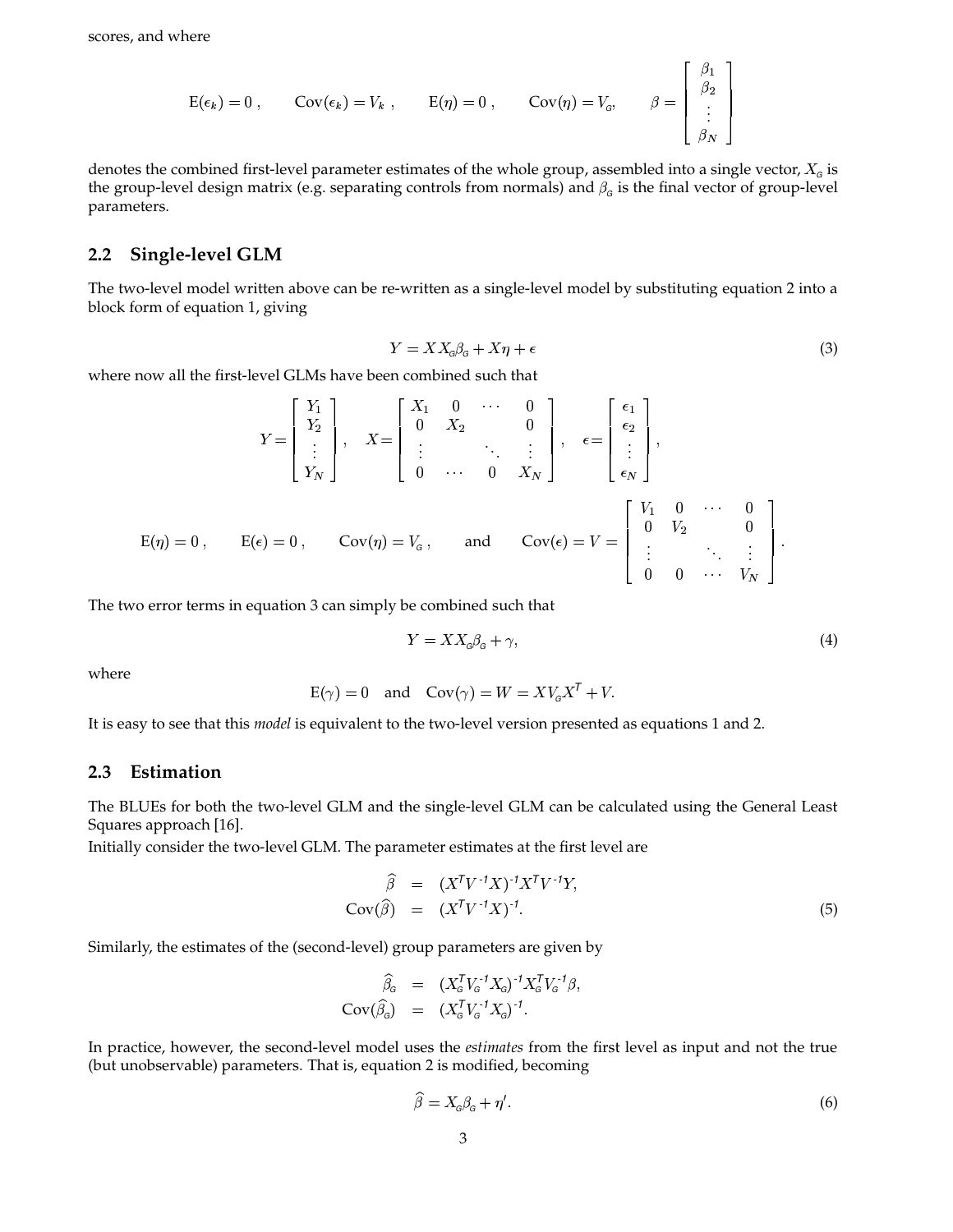scores, and where

$$\mathrm{E}(\epsilon_k) = 0 \,, \qquad \mathrm{Cov}(\epsilon_k) = V_k \,, \qquad \mathrm{E}(\eta) = 0 \,, \qquad \mathrm{Cov}(\eta) = V_G, \qquad \beta = \begin{bmatrix} \beta_1 \\ \beta_2 \\ \vdots \\ \beta_N \end{bmatrix}$$

denotes the combined first-level parameter estimates of the whole group, assembled into a single vector, $X_G$ is the group-level design matrix (e.g. separating controls from normals) and $\beta_G$ is the final vector of group-level parameters.

## 2.2 Single-level GLM

The two-level model written above can be re-written as a single-level model by substituting equation 2 into a block form of equation 1, giving

$$Y = X X_G \beta_G + X\eta + \epsilon \tag{3}$$

where now all the first-level GLMs have been combined such that

$$Y = \begin{bmatrix} Y_1 \\ Y_2 \\ \vdots \\ Y_N \end{bmatrix}, \quad X = \begin{bmatrix} X_1 & 0 & \cdots & 0 \\ 0 & X_2 & & 0 \\ \vdots & & \ddots & \vdots \\ 0 & \cdots & 0 & X_N \end{bmatrix}, \quad \epsilon = \begin{bmatrix} \epsilon_1 \\ \epsilon_2 \\ \vdots \\ \epsilon_N \end{bmatrix},$$

$$\mathrm{E}(\eta) = 0 \,, \qquad \mathrm{E}(\epsilon) = 0 \,, \qquad \mathrm{Cov}(\eta) = V_G \,, \qquad \text{and} \qquad \mathrm{Cov}(\epsilon) = V = \begin{bmatrix} V_1 & 0 & \cdots & 0 \\ 0 & V_2 & & 0 \\ \vdots & & \ddots & \vdots \\ 0 & 0 & \cdots & V_N \end{bmatrix}.$$

The two error terms in equation 3 can simply be combined such that

$$Y = X X_G \beta_G + \gamma, \tag{4}$$

where

$$\mathrm{E}(\gamma) = 0 \quad \text{and} \quad \mathrm{Cov}(\gamma) = W = X V_G X^T + V.$$

It is easy to see that this *model* is equivalent to the two-level version presented as equations 1 and 2.

## 2.3 Estimation

The BLUEs for both the two-level GLM and the single-level GLM can be calculated using the General Least Squares approach [16].

Initially consider the two-level GLM. The parameter estimates at the first level are

$$\begin{aligned} \widehat{\beta} &= (X^T V^{-1} X)^{-1} X^T V^{-1} Y, \\ \mathrm{Cov}(\widehat{\beta}) &= (X^T V^{-1} X)^{-1}. \end{aligned} \tag{5}$$

Similarly, the estimates of the (second-level) group parameters are given by

$$\begin{aligned} \widehat{\beta}_G &= (X_G^T V_G^{-1} X_G)^{-1} X_G^T V_G^{-1} \beta, \\ \mathrm{Cov}(\widehat{\beta}_G) &= (X_G^T V_G^{-1} X_G)^{-1}. \end{aligned}$$

In practice, however, the second-level model uses the *estimates* from the first level as input and not the true (but unobservable) parameters. That is, equation 2 is modified, becoming

$$\widehat{\beta} = X_G \beta_G + \eta'. \tag{6}$$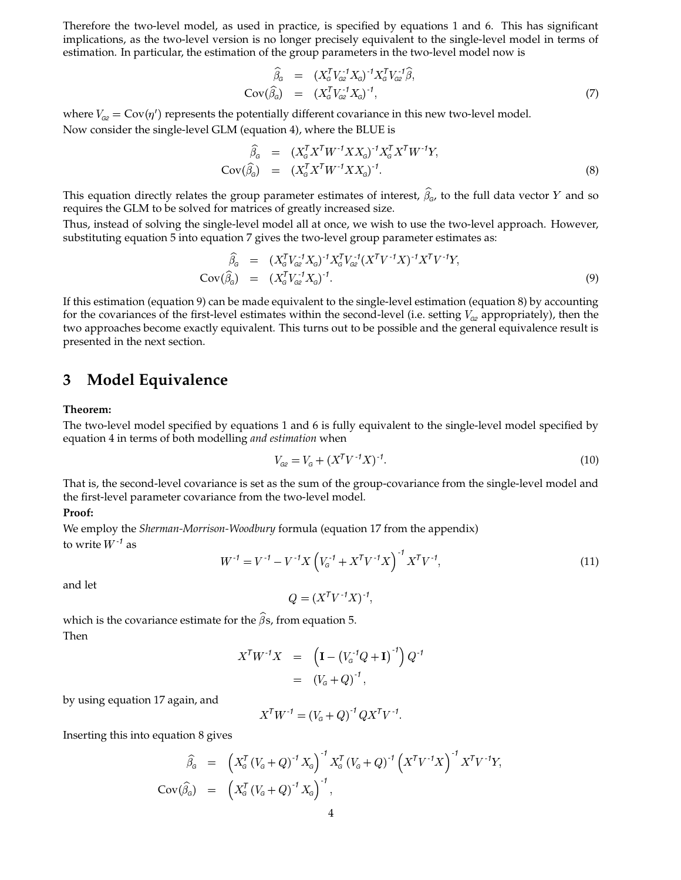Therefore the two-level model, as used in practice, is specified by equations 1 and 6. This has significant implications, as the two-level version is no longer precisely equivalent to the single-level model in terms of estimation. In particular, the estimation of the group parameters in the two-level model now is

$$
\begin{aligned}
\widehat{\beta}_G &= (X_G^T V_{G2}^{-1} X_G)^{-1} X_G^T V_{G2}^{-1} \widehat{\beta}, \\
\mathrm{Cov}(\widehat{\beta}_G) &= (X_G^T V_{G2}^{-1} X_G)^{-1},
\end{aligned} \tag{7}
$$

where $V_{G2} = \mathrm{Cov}(\eta')$ represents the potentially different covariance in this new two-level model.

Now consider the single-level GLM (equation 4), where the BLUE is

$$
\begin{aligned}
\widehat{\beta}_G &= (X_G^T X^T W^{-1} X X_G)^{-1} X_G^T X^T W^{-1} Y, \\
\mathrm{Cov}(\widehat{\beta}_G) &= (X_G^T X^T W^{-1} X X_G)^{-1}.
\end{aligned} \tag{8}
$$

This equation directly relates the group parameter estimates of interest, $\widehat{\beta}_G$, to the full data vector $Y$ and so requires the GLM to be solved for matrices of greatly increased size.

Thus, instead of solving the single-level model all at once, we wish to use the two-level approach. However, substituting equation 5 into equation 7 gives the two-level group parameter estimates as:

$$
\begin{aligned}
\widehat{\beta}_G &= (X_G^T V_{G2}^{-1} X_G)^{-1} X_G^T V_{G2}^{-1} (X^T V^{-1} X)^{-1} X^T V^{-1} Y, \\
\mathrm{Cov}(\widehat{\beta}_G) &= (X_G^T V_{G2}^{-1} X_G)^{-1}.
\end{aligned} \tag{9}
$$

If this estimation (equation 9) can be made equivalent to the single-level estimation (equation 8) by accounting for the covariances of the first-level estimates within the second-level (i.e. setting $V_{G2}$ appropriately), then the two approaches become exactly equivalent. This turns out to be possible and the general equivalence result is presented in the next section.

## 3 Model Equivalence

**Theorem:**

The two-level model specified by equations 1 and 6 is fully equivalent to the single-level model specified by equation 4 in terms of both modelling *and estimation* when

$$
V_{G2} = V_G + (X^T V^{-1} X)^{-1}. \tag{10}
$$

That is, the second-level covariance is set as the sum of the group-covariance from the single-level model and the first-level parameter covariance from the two-level model.

**Proof:**

We employ the *Sherman-Morrison-Woodbury* formula (equation 17 from the appendix) to write $W^{-1}$ as

$$
W^{-1} = V^{-1} - V^{-1} X \left( V_G^{-1} + X^T V^{-1} X \right)^{-1} X^T V^{-1}, \tag{11}
$$

and let

$$
Q = (X^T V^{-1} X)^{-1},
$$

which is the covariance estimate for the $\widehat{\beta}$s, from equation 5.

Then

$$
\begin{aligned}
X^T W^{-1} X &= \left( \mathbf{I} - (V_G^{-1} Q + \mathbf{I})^{-1} \right) Q^{-1} \\
&= (V_G + Q)^{-1},
\end{aligned}
$$

by using equation 17 again, and

$$
X^T W^{-1} = (V_G + Q)^{-1} Q X^T V^{-1}.
$$

Inserting this into equation 8 gives

$$
\begin{aligned}
\widehat{\beta}_G &= \left( X_G^T (V_G + Q)^{-1} X_G \right)^{-1} X_G^T (V_G + Q)^{-1} \left( X^T V^{-1} X \right)^{-1} X^T V^{-1} Y, \\
\mathrm{Cov}(\widehat{\beta}_G) &= \left( X_G^T (V_G + Q)^{-1} X_G \right)^{-1},
\end{aligned}
$$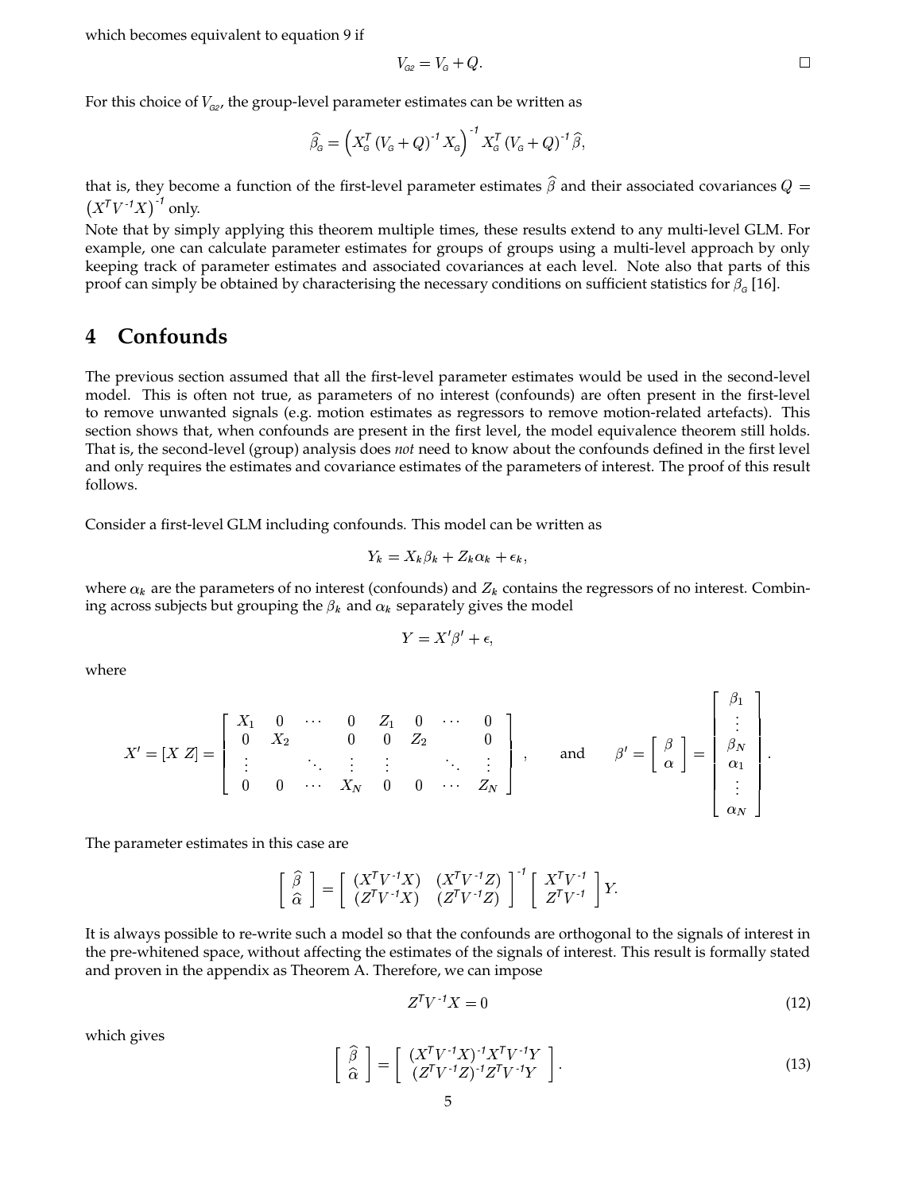which becomes equivalent to equation 9 if

$$V_{G2} = V_G + Q. \qquad \square$$

For this choice of $V_{G2}$, the group-level parameter estimates can be written as

$$\widehat{\beta}_G = \left(X_G^T (V_G + Q)^{-1} X_G\right)^{-1} X_G^T (V_G + Q)^{-1} \widehat{\beta},$$

that is, they become a function of the first-level parameter estimates $\widehat{\beta}$ and their associated covariances $Q = \left(X^T V^{-1} X\right)^{-1}$ only.

Note that by simply applying this theorem multiple times, these results extend to any multi-level GLM. For example, one can calculate parameter estimates for groups of groups using a multi-level approach by only keeping track of parameter estimates and associated covariances at each level. Note also that parts of this proof can simply be obtained by characterising the necessary conditions on sufficient statistics for $\beta_G$ [16].

# 4 Confounds

The previous section assumed that all the first-level parameter estimates would be used in the second-level model. This is often not true, as parameters of no interest (confounds) are often present in the first-level to remove unwanted signals (e.g. motion estimates as regressors to remove motion-related artefacts). This section shows that, when confounds are present in the first level, the model equivalence theorem still holds. That is, the second-level (group) analysis does *not* need to know about the confounds defined in the first level and only requires the estimates and covariance estimates of the parameters of interest. The proof of this result follows.

Consider a first-level GLM including confounds. This model can be written as

$$Y_k = X_k \beta_k + Z_k \alpha_k + \epsilon_k,$$

where $\alpha_k$ are the parameters of no interest (confounds) and $Z_k$ contains the regressors of no interest. Combining across subjects but grouping the $\beta_k$ and $\alpha_k$ separately gives the model

$$Y = X' \beta' + \epsilon,$$

where

$$X' = [X \; Z] = \begin{bmatrix} X_1 & 0 & \cdots & 0 & Z_1 & 0 & \cdots & 0 \\ 0 & X_2 & & 0 & 0 & Z_2 & & 0 \\ \vdots & & \ddots & \vdots & \vdots & & \ddots & \vdots \\ 0 & 0 & \cdots & X_N & 0 & 0 & \cdots & Z_N \end{bmatrix}, \qquad \text{and} \qquad \beta' = \begin{bmatrix} \beta \\ \alpha \end{bmatrix} = \begin{bmatrix} \beta_1 \\ \vdots \\ \beta_N \\ \alpha_1 \\ \vdots \\ \alpha_N \end{bmatrix}.$$

The parameter estimates in this case are

$$\begin{bmatrix} \widehat{\beta} \\ \widehat{\alpha} \end{bmatrix} = \begin{bmatrix} (X^T V^{-1} X) & (X^T V^{-1} Z) \\ (Z^T V^{-1} X) & (Z^T V^{-1} Z) \end{bmatrix}^{-1} \begin{bmatrix} X^T V^{-1} \\ Z^T V^{-1} \end{bmatrix} Y.$$

It is always possible to re-write such a model so that the confounds are orthogonal to the signals of interest in the pre-whitened space, without affecting the estimates of the signals of interest. This result is formally stated and proven in the appendix as Theorem A. Therefore, we can impose

$$Z^T V^{-1} X = 0 \tag{12}$$

which gives

$$\begin{bmatrix} \widehat{\beta} \\ \widehat{\alpha} \end{bmatrix} = \begin{bmatrix} (X^T V^{-1} X)^{-1} X^T V^{-1} Y \\ (Z^T V^{-1} Z)^{-1} Z^T V^{-1} Y \end{bmatrix}. \tag{13}$$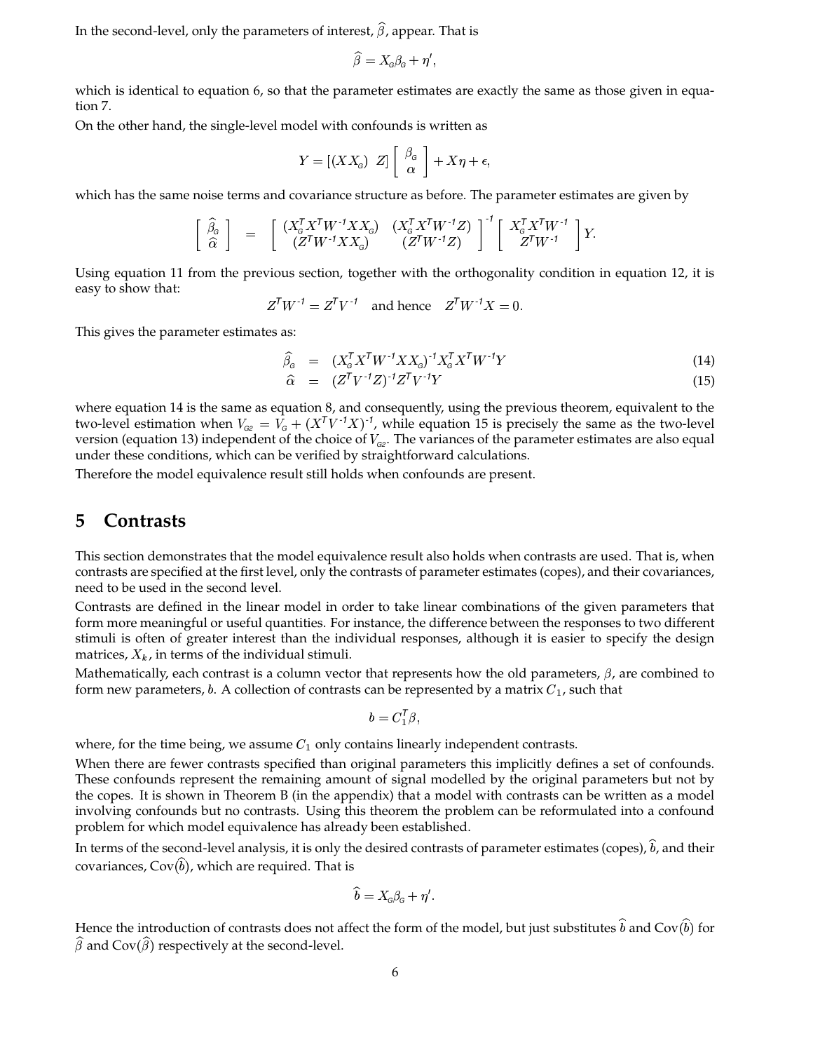In the second-level, only the parameters of interest, $\widehat{\beta}$, appear. That is

$$\widehat{\beta} = X_G \beta_G + \eta',$$

which is identical to equation 6, so that the parameter estimates are exactly the same as those given in equation 7.

On the other hand, the single-level model with confounds is written as

$$Y = [(X X_G) \;\; Z] \begin{bmatrix} \beta_G \\ \alpha \end{bmatrix} + X\eta + \epsilon,$$

which has the same noise terms and covariance structure as before. The parameter estimates are given by

$$\begin{bmatrix} \widehat{\beta}_G \\ \widehat{\alpha} \end{bmatrix} = \begin{bmatrix} (X_G^T X^T W^{-1} X X_G) & (X_G^T X^T W^{-1} Z) \\ (Z^T W^{-1} X X_G) & (Z^T W^{-1} Z) \end{bmatrix}^{-1} \begin{bmatrix} X_G^T X^T W^{-1} \\ Z^T W^{-1} \end{bmatrix} Y.$$

Using equation 11 from the previous section, together with the orthogonality condition in equation 12, it is easy to show that:

$$Z^T W^{-1} = Z^T V^{-1} \quad \text{and hence} \quad Z^T W^{-1} X = 0.$$

This gives the parameter estimates as:

$$\widehat{\beta}_G = (X_G^T X^T W^{-1} X X_G)^{-1} X_G^T X^T W^{-1} Y \tag{14}$$

$$\widehat{\alpha} = (Z^T V^{-1} Z)^{-1} Z^T V^{-1} Y \tag{15}$$

where equation 14 is the same as equation 8, and consequently, using the previous theorem, equivalent to the two-level estimation when $V_{G2} = V_G + (X^T V^{-1} X)^{-1}$, while equation 15 is precisely the same as the two-level version (equation 13) independent of the choice of $V_{G2}$. The variances of the parameter estimates are also equal under these conditions, which can be verified by straightforward calculations.

Therefore the model equivalence result still holds when confounds are present.

# 5 Contrasts

This section demonstrates that the model equivalence result also holds when contrasts are used. That is, when contrasts are specified at the first level, only the contrasts of parameter estimates (copes), and their covariances, need to be used in the second level.

Contrasts are defined in the linear model in order to take linear combinations of the given parameters that form more meaningful or useful quantities. For instance, the difference between the responses to two different stimuli is often of greater interest than the individual responses, although it is easier to specify the design matrices, $X_k$, in terms of the individual stimuli.

Mathematically, each contrast is a column vector that represents how the old parameters, $\beta$, are combined to form new parameters, $b$. A collection of contrasts can be represented by a matrix $C_1$, such that

$$b = C_1^T \beta,$$

where, for the time being, we assume $C_1$ only contains linearly independent contrasts.

When there are fewer contrasts specified than original parameters this implicitly defines a set of confounds. These confounds represent the remaining amount of signal modelled by the original parameters but not by the copes. It is shown in Theorem B (in the appendix) that a model with contrasts can be written as a model involving confounds but no contrasts. Using this theorem the problem can be reformulated into a confound problem for which model equivalence has already been established.

In terms of the second-level analysis, it is only the desired contrasts of parameter estimates (copes), $\widehat{b}$, and their covariances, $\text{Cov}(\widehat{b})$, which are required. That is

$$\widehat{b} = X_G \beta_G + \eta'.$$

Hence the introduction of contrasts does not affect the form of the model, but just substitutes $\widehat{b}$ and $\text{Cov}(\widehat{b})$ for $\widehat{\beta}$ and $\text{Cov}(\widehat{\beta})$ respectively at the second-level.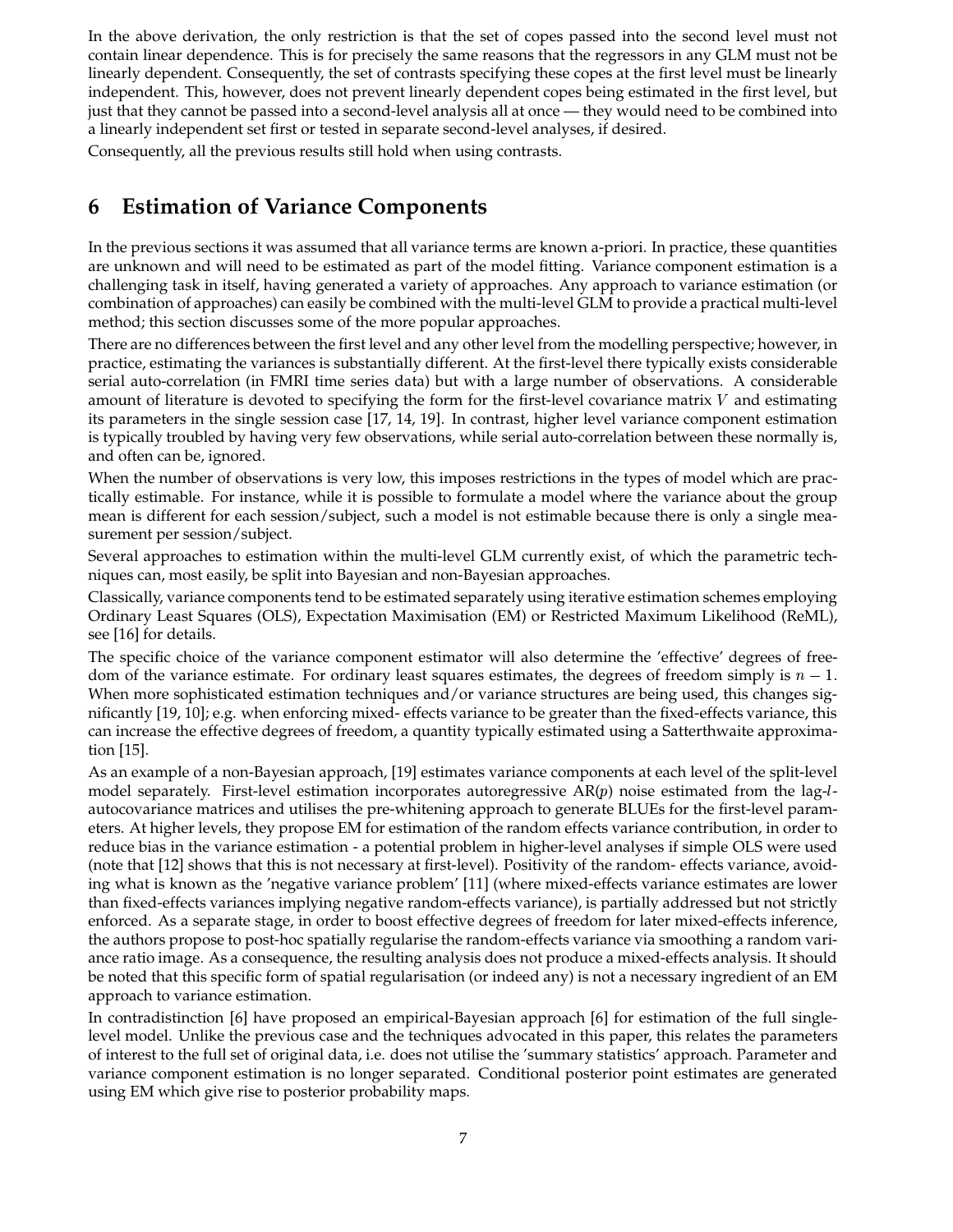In the above derivation, the only restriction is that the set of copes passed into the second level must not contain linear dependence. This is for precisely the same reasons that the regressors in any GLM must not be linearly dependent. Consequently, the set of contrasts specifying these copes at the first level must be linearly independent. This, however, does not prevent linearly dependent copes being estimated in the first level, but just that they cannot be passed into a second-level analysis all at once — they would need to be combined into a linearly independent set first or tested in separate second-level analyses, if desired.

Consequently, all the previous results still hold when using contrasts.

## 6 Estimation of Variance Components

In the previous sections it was assumed that all variance terms are known a-priori. In practice, these quantities are unknown and will need to be estimated as part of the model fitting. Variance component estimation is a challenging task in itself, having generated a variety of approaches. Any approach to variance estimation (or combination of approaches) can easily be combined with the multi-level GLM to provide a practical multi-level method; this section discusses some of the more popular approaches.

There are no differences between the first level and any other level from the modelling perspective; however, in practice, estimating the variances is substantially different. At the first-level there typically exists considerable serial auto-correlation (in FMRI time series data) but with a large number of observations. A considerable amount of literature is devoted to specifying the form for the first-level covariance matrix $V$ and estimating its parameters in the single session case [17, 14, 19]. In contrast, higher level variance component estimation is typically troubled by having very few observations, while serial auto-correlation between these normally is, and often can be, ignored.

When the number of observations is very low, this imposes restrictions in the types of model which are practically estimable. For instance, while it is possible to formulate a model where the variance about the group mean is different for each session/subject, such a model is not estimable because there is only a single measurement per session/subject.

Several approaches to estimation within the multi-level GLM currently exist, of which the parametric techniques can, most easily, be split into Bayesian and non-Bayesian approaches.

Classically, variance components tend to be estimated separately using iterative estimation schemes employing Ordinary Least Squares (OLS), Expectation Maximisation (EM) or Restricted Maximum Likelihood (ReML), see [16] for details.

The specific choice of the variance component estimator will also determine the 'effective' degrees of freedom of the variance estimate. For ordinary least squares estimates, the degrees of freedom simply is $n-1$. When more sophisticated estimation techniques and/or variance structures are being used, this changes significantly [19, 10]; e.g. when enforcing mixed- effects variance to be greater than the fixed-effects variance, this can increase the effective degrees of freedom, a quantity typically estimated using a Satterthwaite approximation [15].

As an example of a non-Bayesian approach, [19] estimates variance components at each level of the split-level model separately. First-level estimation incorporates autoregressive AR($p$) noise estimated from the lag-$l$-autocovariance matrices and utilises the pre-whitening approach to generate BLUEs for the first-level parameters. At higher levels, they propose EM for estimation of the random effects variance contribution, in order to reduce bias in the variance estimation - a potential problem in higher-level analyses if simple OLS were used (note that [12] shows that this is not necessary at first-level). Positivity of the random- effects variance, avoiding what is known as the 'negative variance problem' [11] (where mixed-effects variance estimates are lower than fixed-effects variances implying negative random-effects variance), is partially addressed but not strictly enforced. As a separate stage, in order to boost effective degrees of freedom for later mixed-effects inference, the authors propose to post-hoc spatially regularise the random-effects variance via smoothing a random variance ratio image. As a consequence, the resulting analysis does not produce a mixed-effects analysis. It should be noted that this specific form of spatial regularisation (or indeed any) is not a necessary ingredient of an EM approach to variance estimation.

In contradistinction [6] have proposed an empirical-Bayesian approach [6] for estimation of the full single-level model. Unlike the previous case and the techniques advocated in this paper, this relates the parameters of interest to the full set of original data, i.e. does not utilise the 'summary statistics' approach. Parameter and variance component estimation is no longer separated. Conditional posterior point estimates are generated using EM which give rise to posterior probability maps.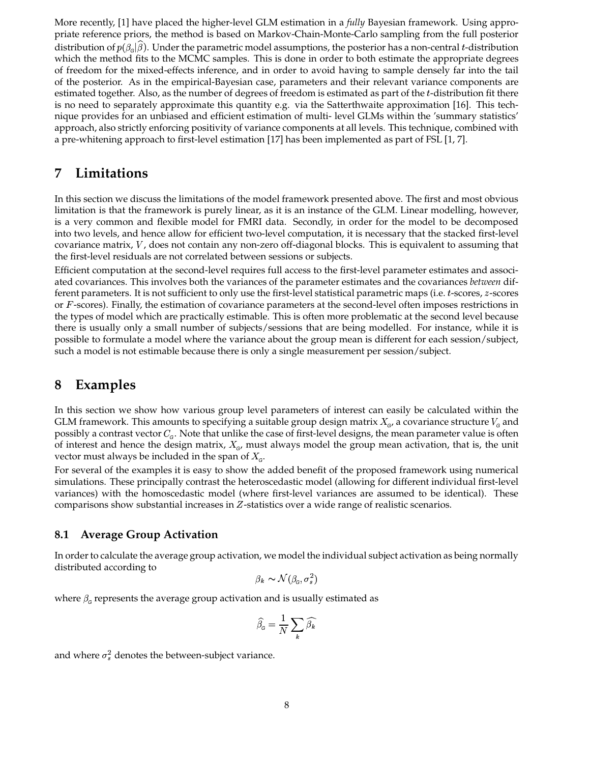More recently, [1] have placed the higher-level GLM estimation in a *fully* Bayesian framework. Using appropriate reference priors, the method is based on Markov-Chain-Monte-Carlo sampling from the full posterior distribution of $p(\beta_G|\widehat{\beta})$. Under the parametric model assumptions, the posterior has a non-central $t$-distribution which the method fits to the MCMC samples. This is done in order to both estimate the appropriate degrees of freedom for the mixed-effects inference, and in order to avoid having to sample densely far into the tail of the posterior. As in the empirical-Bayesian case, parameters and their relevant variance components are estimated together. Also, as the number of degrees of freedom is estimated as part of the $t$-distribution fit there is no need to separately approximate this quantity e.g. via the Satterthwaite approximation [16]. This technique provides for an unbiased and efficient estimation of multi- level GLMs within the 'summary statistics' approach, also strictly enforcing positivity of variance components at all levels. This technique, combined with a pre-whitening approach to first-level estimation [17] has been implemented as part of FSL [1, 7].

## 7 Limitations

In this section we discuss the limitations of the model framework presented above. The first and most obvious limitation is that the framework is purely linear, as it is an instance of the GLM. Linear modelling, however, is a very common and flexible model for FMRI data. Secondly, in order for the model to be decomposed into two levels, and hence allow for efficient two-level computation, it is necessary that the stacked first-level covariance matrix, $V$, does not contain any non-zero off-diagonal blocks. This is equivalent to assuming that the first-level residuals are not correlated between sessions or subjects.

Efficient computation at the second-level requires full access to the first-level parameter estimates and associated covariances. This involves both the variances of the parameter estimates and the covariances *between* different parameters. It is not sufficient to only use the first-level statistical parametric maps (i.e. $t$-scores, $z$-scores or $F$-scores). Finally, the estimation of covariance parameters at the second-level often imposes restrictions in the types of model which are practically estimable. This is often more problematic at the second level because there is usually only a small number of subjects/sessions that are being modelled. For instance, while it is possible to formulate a model where the variance about the group mean is different for each session/subject, such a model is not estimable because there is only a single measurement per session/subject.

## 8 Examples

In this section we show how various group level parameters of interest can easily be calculated within the GLM framework. This amounts to specifying a suitable group design matrix $X_G$, a covariance structure $V_G$ and possibly a contrast vector $C_G$. Note that unlike the case of first-level designs, the mean parameter value is often of interest and hence the design matrix, $X_G$, must always model the group mean activation, that is, the unit vector must always be included in the span of $X_G$.

For several of the examples it is easy to show the added benefit of the proposed framework using numerical simulations. These principally contrast the heteroscedastic model (allowing for different individual first-level variances) with the homoscedastic model (where first-level variances are assumed to be identical). These comparisons show substantial increases in $Z$-statistics over a wide range of realistic scenarios.

### 8.1 Average Group Activation

In order to calculate the average group activation, we model the individual subject activation as being normally distributed according to

$$\beta_k \sim \mathcal{N}(\beta_G, \sigma_s^2)$$

where $\beta_G$ represents the average group activation and is usually estimated as

$$\widehat{\beta_G} = \frac{1}{N} \sum_k \widehat{\beta_k}$$

and where $\sigma_s^2$ denotes the between-subject variance.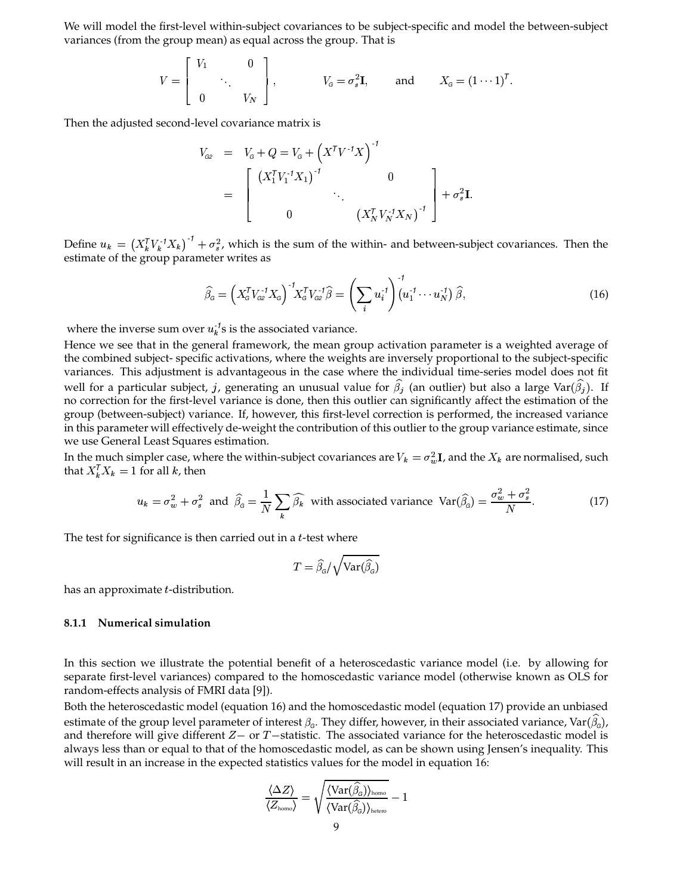We will model the first-level within-subject covariances to be subject-specific and model the between-subject variances (from the group mean) as equal across the group. That is

$$V = \begin{bmatrix} V_1 & & 0 \\ & \ddots & \\ 0 & & V_N \end{bmatrix}, \qquad V_G = \sigma_s^2 \mathbf{I}, \qquad \text{and} \qquad X_G = (1 \cdots 1)^T.$$

Then the adjusted second-level covariance matrix is

$$\begin{aligned} V_{G2} &= V_G + Q = V_G + \left(X^T V^{-1} X\right)^{-1} \\ &= \begin{bmatrix} \left(X_1^T V_1^{-1} X_1\right)^{-1} & & 0 \\ & \ddots & \\ 0 & & \left(X_N^T V_N^{-1} X_N\right)^{-1} \end{bmatrix} + \sigma_s^2 \mathbf{I}. \end{aligned}$$

Define $u_k = \left(X_k^T V_k^{-1} X_k\right)^{-1} + \sigma_s^2$, which is the sum of the within- and between-subject covariances. Then the estimate of the group parameter writes as

$$\widehat{\beta}_G = \left(X_G^T V_{G2}^{-1} X_G\right)^{-1} X_G^T V_{G2}^{-1} \widehat{\beta} = \left(\sum_i u_i^{-1}\right)^{-1} \left(u_1^{-1} \cdots u_N^{-1}\right) \widehat{\beta}, \tag{16}$$

where the inverse sum over $u_k^{-1}$s is the associated variance.

Hence we see that in the general framework, the mean group activation parameter is a weighted average of the combined subject- specific activations, where the weights are inversely proportional to the subject-specific variances. This adjustment is advantageous in the case where the individual time-series model does not fit well for a particular subject, $j$, generating an unusual value for $\widehat{\beta}_j$ (an outlier) but also a large $\mathrm{Var}(\widehat{\beta}_j)$. If no correction for the first-level variance is done, then this outlier can significantly affect the estimation of the group (between-subject) variance. If, however, this first-level correction is performed, the increased variance in this parameter will effectively de-weight the contribution of this outlier to the group variance estimate, since we use General Least Squares estimation.

In the much simpler case, where the within-subject covariances are $V_k = \sigma_w^2 \mathbf{I}$, and the $X_k$ are normalised, such that $X_k^T X_k = 1$ for all $k$, then

$$u_k = \sigma_w^2 + \sigma_s^2 \;\text{ and }\; \widehat{\beta}_G = \frac{1}{N}\sum_k \widehat{\beta_k} \;\text{ with associated variance }\; \mathrm{Var}(\widehat{\beta}_G) = \frac{\sigma_w^2 + \sigma_s^2}{N}. \tag{17}$$

The test for significance is then carried out in a $t$-test where

$$T = \widehat{\beta}_G / \sqrt{\mathrm{Var}(\widehat{\beta}_G)}$$

has an approximate $t$-distribution.

### 8.1.1 Numerical simulation

In this section we illustrate the potential benefit of a heteroscedastic variance model (i.e. by allowing for separate first-level variances) compared to the homoscedastic variance model (otherwise known as OLS for random-effects analysis of FMRI data [9]).

Both the heteroscedastic model (equation 16) and the homoscedastic model (equation 17) provide an unbiased estimate of the group level parameter of interest $\beta_G$. They differ, however, in their associated variance, $\mathrm{Var}(\widehat{\beta}_G)$, and therefore will give different $Z-$ or $T-$statistic. The associated variance for the heteroscedastic model is always less than or equal to that of the homoscedastic model, as can be shown using Jensen's inequality. This will result in an increase in the expected statistics values for the model in equation 16:

$$\frac{\langle \Delta Z \rangle}{\langle Z_{\text{homo}} \rangle} = \sqrt{\frac{\langle \mathrm{Var}(\widehat{\beta}_G) \rangle_{\text{homo}}}{\langle \mathrm{Var}(\widehat{\beta}_G) \rangle_{\text{hetero}}}} - 1$$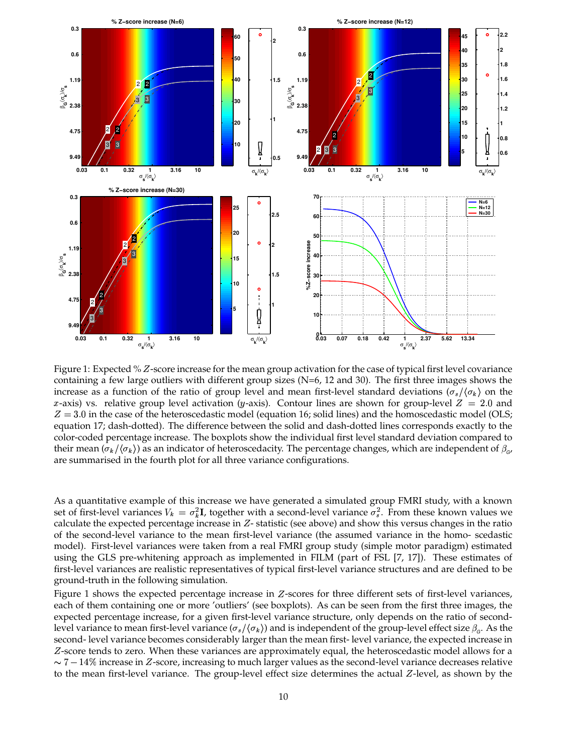Figure 1: Expected % $Z$-score increase for the mean group activation for the case of typical first level covariance containing a few large outliers with different group sizes (N=6, 12 and 30). The first three images shows the increase as a function of the ratio of group level and mean first-level standard deviations ($\sigma_s / \langle \sigma_k \rangle$ on the $x$-axis) vs. relative group level activation ($y$-axis). Contour lines are shown for group-level $Z = 2.0$ and $Z = 3.0$ in the case of the heteroscedastic model (equation 16; solid lines) and the homoscedastic model (OLS; equation 17; dash-dotted). The difference between the solid and dash-dotted lines corresponds exactly to the color-coded percentage increase. The boxplots show the individual first level standard deviation compared to their mean ($\sigma_k / \langle \sigma_k \rangle$) as an indicator of heteroscedacity. The percentage changes, which are independent of $\beta_G$, are summarised in the fourth plot for all three variance configurations.

As a quantitative example of this increase we have generated a simulated group FMRI study, with a known set of first-level variances $V_k = \sigma_k^2 \mathbf{I}$, together with a second-level variance $\sigma_s^2$. From these known values we calculate the expected percentage increase in $Z$- statistic (see above) and show this versus changes in the ratio of the second-level variance to the mean first-level variance (the assumed variance in the homo- scedastic model). First-level variances were taken from a real FMRI group study (simple motor paradigm) estimated using the GLS pre-whitening approach as implemented in FILM (part of FSL [7, 17]). These estimates of first-level variances are realistic representatives of typical first-level variance structures and are defined to be ground-truth in the following simulation.

Figure 1 shows the expected percentage increase in $Z$-scores for three different sets of first-level variances, each of them containing one or more 'outliers' (see boxplots). As can be seen from the first three images, the expected percentage increase, for a given first-level variance structure, only depends on the ratio of second-level variance to mean first-level variance ($\sigma_s / \langle \sigma_k \rangle$) and is independent of the group-level effect size $\beta_G$. As the second- level variance becomes considerably larger than the mean first- level variance, the expected increase in $Z$-score tends to zero. When these variances are approximately equal, the heteroscedastic model allows for a $\sim 7 - 14\%$ increase in $Z$-score, increasing to much larger values as the second-level variance decreases relative to the mean first-level variance. The group-level effect size determines the actual $Z$-level, as shown by the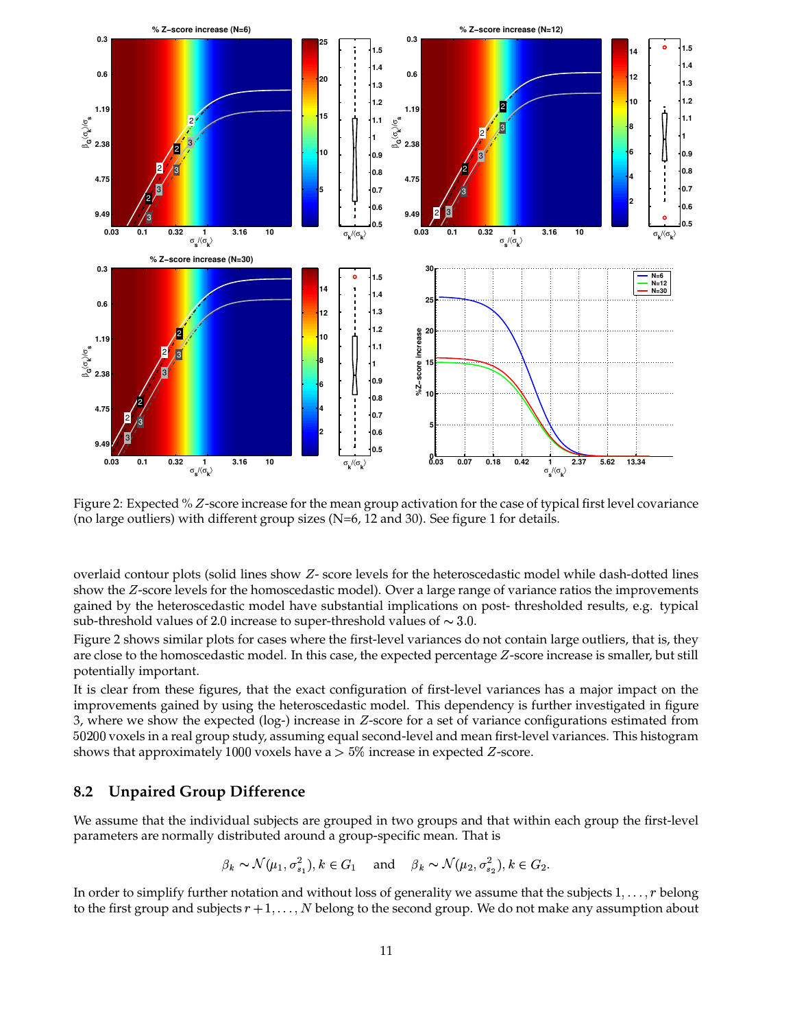Figure 2: Expected % $Z$-score increase for the mean group activation for the case of typical first level covariance (no large outliers) with different group sizes (N=6, 12 and 30). See figure 1 for details.

overlaid contour plots (solid lines show $Z$- score levels for the heteroscedastic model while dash-dotted lines show the $Z$-score levels for the homoscedastic model). Over a large range of variance ratios the improvements gained by the heteroscedastic model have substantial implications on post- thresholded results, e.g. typical sub-threshold values of 2.0 increase to super-threshold values of $\sim 3.0$.

Figure 2 shows similar plots for cases where the first-level variances do not contain large outliers, that is, they are close to the homoscedastic model. In this case, the expected percentage $Z$-score increase is smaller, but still potentially important.

It is clear from these figures, that the exact configuration of first-level variances has a major impact on the improvements gained by using the heteroscedastic model. This dependency is further investigated in figure 3, where we show the expected (log-) increase in $Z$-score for a set of variance configurations estimated from 50200 voxels in a real group study, assuming equal second-level and mean first-level variances. This histogram shows that approximately 1000 voxels have a $> 5\%$ increase in expected $Z$-score.

## 8.2 Unpaired Group Difference

We assume that the individual subjects are grouped in two groups and that within each group the first-level parameters are normally distributed around a group-specific mean. That is

$$\beta_k \sim \mathcal{N}(\mu_1, \sigma_{s_1}^2), k \in G_1 \quad \text{ and } \quad \beta_k \sim \mathcal{N}(\mu_2, \sigma_{s_2}^2), k \in G_2.$$

In order to simplify further notation and without loss of generality we assume that the subjects $1, \ldots, r$ belong to the first group and subjects $r+1, \ldots, N$ belong to the second group. We do not make any assumption about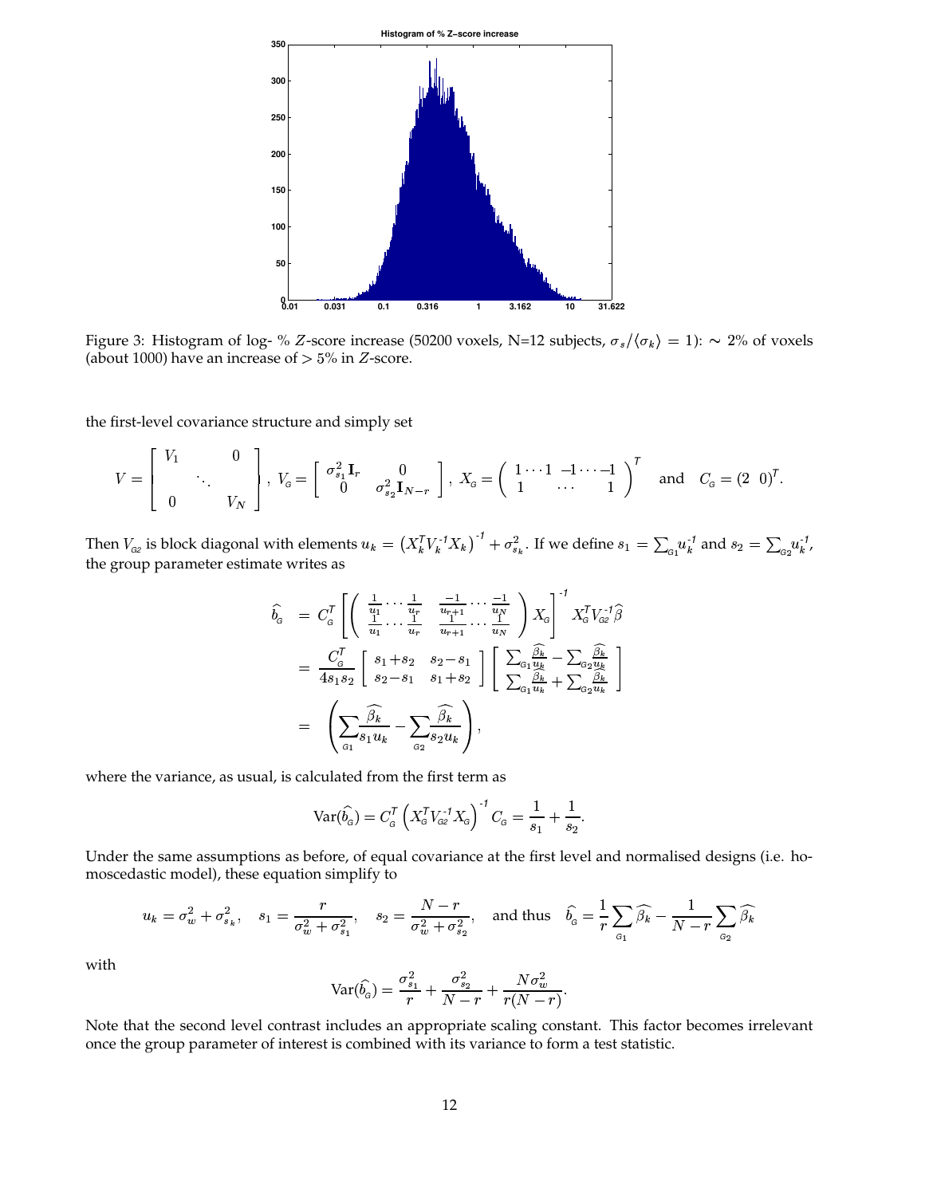Figure 3: Histogram of log- % $Z$-score increase (50200 voxels, N=12 subjects, $\sigma_s/\langle\sigma_k\rangle = 1$): $\sim$ 2% of voxels (about 1000) have an increase of $> 5\%$ in $Z$-score.

the first-level covariance structure and simply set

$$V = \begin{bmatrix} V_1 & & 0 \\ & \ddots & \\ 0 & & V_N \end{bmatrix},\ V_G = \begin{bmatrix} \sigma_{s_1}^2 \mathbf{I}_r & 0 \\ 0 & \sigma_{s_2}^2 \mathbf{I}_{N-r} \end{bmatrix},\ X_G = \begin{pmatrix} 1 \cdots 1 & -1 \cdots -1 \\ 1 & \cdots & 1 \end{pmatrix}^T \quad \text{and} \quad C_G = (2 \ \ 0)^T.$$

Then $V_{G2}$ is block diagonal with elements $u_k = \left(X_k^T V_k^{-1} X_k\right)^{-1} + \sigma_{s_k}^2$. If we define $s_1 = \sum_{G1} u_k^{-1}$ and $s_2 = \sum_{G2} u_k^{-1}$, the group parameter estimate writes as

$$\begin{aligned}
\widehat{b_G} &= C_G^T \left[ \begin{pmatrix} \frac{1}{u_1} \cdots \frac{1}{u_r} & \frac{-1}{u_{r+1}} \cdots \frac{-1}{u_N} \\ \frac{1}{u_1} \cdots \frac{1}{u_r} & \frac{1}{u_{r+1}} \cdots \frac{1}{u_N} \end{pmatrix} X_G \right]^{-1} X_G^T V_{G2}^{-1} \widehat{\beta} \\
&= \frac{C_G^T}{4 s_1 s_2} \begin{bmatrix} s_1 + s_2 & s_2 - s_1 \\ s_2 - s_1 & s_1 + s_2 \end{bmatrix} \begin{bmatrix} \sum_{G1} \frac{\widehat{\beta_k}}{u_k} - \sum_{G2} \frac{\widehat{\beta_k}}{u_k} \\ \sum_{G1} \frac{\widehat{\beta_k}}{u_k} + \sum_{G2} \frac{\widehat{\beta_k}}{u_k} \end{bmatrix} \\
&= \left( \sum_{G1} \frac{\widehat{\beta_k}}{s_1 u_k} - \sum_{G2} \frac{\widehat{\beta_k}}{s_2 u_k} \right),
\end{aligned}$$

where the variance, as usual, is calculated from the first term as

$$\text{Var}(\widehat{b_G}) = C_G^T \left( X_G^T V_{G2}^{-1} X_G \right)^{-1} C_G = \frac{1}{s_1} + \frac{1}{s_2}.$$

Under the same assumptions as before, of equal covariance at the first level and normalised designs (i.e. homoscedastic model), these equation simplify to

$$u_k = \sigma_w^2 + \sigma_{s_k}^2, \quad s_1 = \frac{r}{\sigma_w^2 + \sigma_{s_1}^2}, \quad s_2 = \frac{N-r}{\sigma_w^2 + \sigma_{s_2}^2}, \quad \text{and thus} \quad \widehat{b_G} = \frac{1}{r} \sum_{G1} \widehat{\beta_k} - \frac{1}{N-r} \sum_{G2} \widehat{\beta_k}$$

with

$$\text{Var}(\widehat{b_G}) = \frac{\sigma_{s_1}^2}{r} + \frac{\sigma_{s_2}^2}{N-r} + \frac{N \sigma_w^2}{r(N-r)}.$$

Note that the second level contrast includes an appropriate scaling constant. This factor becomes irrelevant once the group parameter of interest is combined with its variance to form a test statistic.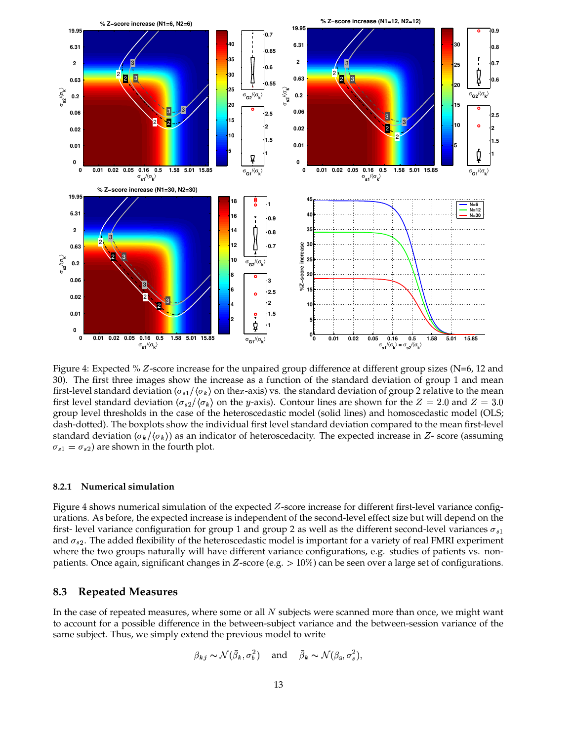Figure 4: Expected % $Z$-score increase for the unpaired group difference at different group sizes (N=6, 12 and 30). The first three images show the increase as a function of the standard deviation of group 1 and mean first-level standard deviation ($\sigma_{s1}/\langle\sigma_k\rangle$ on the$x$-axis) vs. the standard deviation of group 2 relative to the mean first level standard deviation ($\sigma_{s2}/\langle\sigma_k\rangle$ on the $y$-axis). Contour lines are shown for the $Z = 2.0$ and $Z = 3.0$ group level thresholds in the case of the heteroscedastic model (solid lines) and homoscedastic model (OLS; dash-dotted). The boxplots show the individual first level standard deviation compared to the mean first-level standard deviation ($\sigma_k/\langle\sigma_k\rangle$) as an indicator of heteroscedacity. The expected increase in $Z$- score (assuming $\sigma_{s1} = \sigma_{s2}$) are shown in the fourth plot.

#### 8.2.1 Numerical simulation

Figure 4 shows numerical simulation of the expected $Z$-score increase for different first-level variance configurations. As before, the expected increase is independent of the second-level effect size but will depend on the first- level variance configuration for group 1 and group 2 as well as the different second-level variances $\sigma_{s1}$ and $\sigma_{s2}$. The added flexibility of the heteroscedastic model is important for a variety of real FMRI experiment where the two groups naturally will have different variance configurations, e.g. studies of patients vs. non-patients. Once again, significant changes in $Z$-score (e.g. $> 10\%$) can be seen over a large set of configurations.

### 8.3 Repeated Measures

In the case of repeated measures, where some or all $N$ subjects were scanned more than once, we might want to account for a possible difference in the between-subject variance and the between-session variance of the same subject. Thus, we simply extend the previous model to write

$$\beta_{kj} \sim \mathcal{N}(\bar{\beta}_k, \sigma_b^2) \quad \text{and} \quad \bar{\beta}_k \sim \mathcal{N}(\beta_G, \sigma_s^2),$$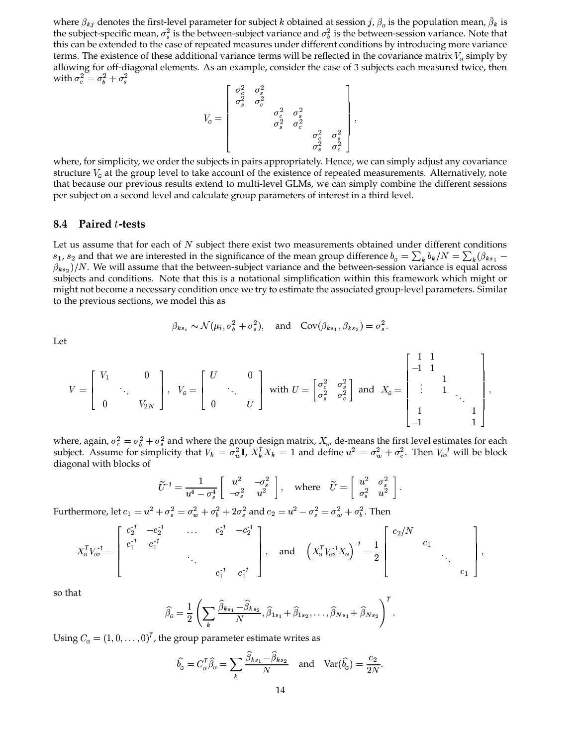where $\beta_{kj}$ denotes the first-level parameter for subject $k$ obtained at session $j$, $\beta_G$ is the population mean, $\bar{\beta}_k$ is the subject-specific mean, $\sigma_s^2$ is the between-subject variance and $\sigma_b^2$ is the between-session variance. Note that this can be extended to the case of repeated measures under different conditions by introducing more variance terms. The existence of these additional variance terms will be reflected in the covariance matrix $V_G$ simply by allowing for off-diagonal elements. As an example, consider the case of 3 subjects each measured twice, then with $\sigma_c^2 = \sigma_b^2 + \sigma_s^2$

$$V_G = \begin{bmatrix} \sigma_c^2 & \sigma_s^2 & & & & \\ \sigma_s^2 & \sigma_c^2 & & & & \\ & & \sigma_c^2 & \sigma_s^2 & & \\ & & \sigma_s^2 & \sigma_c^2 & & \\ & & & & \sigma_c^2 & \sigma_s^2 \\ & & & & \sigma_s^2 & \sigma_c^2 \end{bmatrix},$$

where, for simplicity, we order the subjects in pairs appropriately. Hence, we can simply adjust any covariance structure $V_G$ at the group level to take account of the existence of repeated measurements. Alternatively, note that because our previous results extend to multi-level GLMs, we can simply combine the different sessions per subject on a second level and calculate group parameters of interest in a third level.

### 8.4 Paired $t$-tests

Let us assume that for each of $N$ subject there exist two measurements obtained under different conditions $s_1$, $s_2$ and that we are interested in the significance of the mean group difference $b_G = \sum_k b_k / N = \sum_k (\beta_{ks_1} - \beta_{ks_2})/N$. We will assume that the between-subject variance and the between-session variance is equal across subjects and conditions. Note that this is a notational simplification within this framework which might or might not become a necessary condition once we try to estimate the associated group-level parameters. Similar to the previous sections, we model this as

$$\beta_{ks_i} \sim \mathcal{N}(\mu_i, \sigma_b^2 + \sigma_s^2), \quad \text{and} \quad \mathrm{Cov}(\beta_{ks_1}, \beta_{ks_2}) = \sigma_s^2.$$

Let

$$V = \begin{bmatrix} V_1 & & 0 \\ & \ddots & \\ 0 & & V_{2N} \end{bmatrix}, \quad V_G = \begin{bmatrix} U & & 0 \\ & \ddots & \\ 0 & & U \end{bmatrix} \text{ with } U = \begin{bmatrix} \sigma_c^2 & \sigma_s^2 \\ \sigma_s^2 & \sigma_c^2 \end{bmatrix} \text{ and } X_G = \begin{bmatrix} 1 & 1 & & & \\ -1 & 1 & & & \\ & & 1 & & \\ \vdots & & 1 & & \\ & & & \ddots & \\ 1 & & & & 1 \\ -1 & & & & 1 \end{bmatrix},$$

where, again, $\sigma_c^2 = \sigma_b^2 + \sigma_s^2$ and where the group design matrix, $X_G$, de-means the first level estimates for each subject. Assume for simplicity that $V_k = \sigma_w^2 \mathbf{I}$, $X_k^T X_k = 1$ and define $u^2 = \sigma_w^2 + \sigma_c^2$. Then $V_{G2}^{-1}$ will be block diagonal with blocks of

$$\widetilde{U}^{-1} = \frac{1}{u^4 - \sigma_s^4} \begin{bmatrix} u^2 & -\sigma_s^2 \\ -\sigma_s^2 & u^2 \end{bmatrix}, \quad \text{where} \quad \widetilde{U} = \begin{bmatrix} u^2 & \sigma_s^2 \\ \sigma_s^2 & u^2 \end{bmatrix}.$$

Furthermore, let $c_1 = u^2 + \sigma_s^2 = \sigma_w^2 + \sigma_b^2 + 2\sigma_s^2$ and $c_2 = u^2 - \sigma_s^2 = \sigma_w^2 + \sigma_b^2$. Then

$$X_G^T V_{G2}^{-1} = \begin{bmatrix} c_2^{-1} & -c_2^{-1} & & \dots & & c_2^{-1} & -c_2^{-1} \\ c_1^{-1} & c_1^{-1} & & & & & \\ & & & \ddots & & & \\ & & & & & c_1^{-1} & c_1^{-1} \end{bmatrix}, \quad \text{and} \quad \left( X_G^T V_{G2}^{-1} X_G \right)^{-1} = \frac{1}{2} \begin{bmatrix} c_2/N & & & \\ & c_1 & & \\ & & \ddots & \\ & & & c_1 \end{bmatrix},$$

so that

$$\widehat{\beta}_G = \frac{1}{2} \left( \sum_k \frac{\widehat{\beta}_{ks_1} - \widehat{\beta}_{ks_2}}{N}, \widehat{\beta}_{1s_1} + \widehat{\beta}_{1s_2}, \dots, \widehat{\beta}_{Ns_1} + \widehat{\beta}_{Ns_2} \right)^T.$$

Using $C_G = (1, 0, \dots, 0)^T$, the group parameter estimate writes as

$$\widehat{b}_G = C_G^T \widehat{\beta}_G = \sum_k \frac{\widehat{\beta}_{ks_1} - \widehat{\beta}_{ks_2}}{N} \quad \text{and} \quad \mathrm{Var}(\widehat{b}_G) = \frac{c_2}{2N}.$$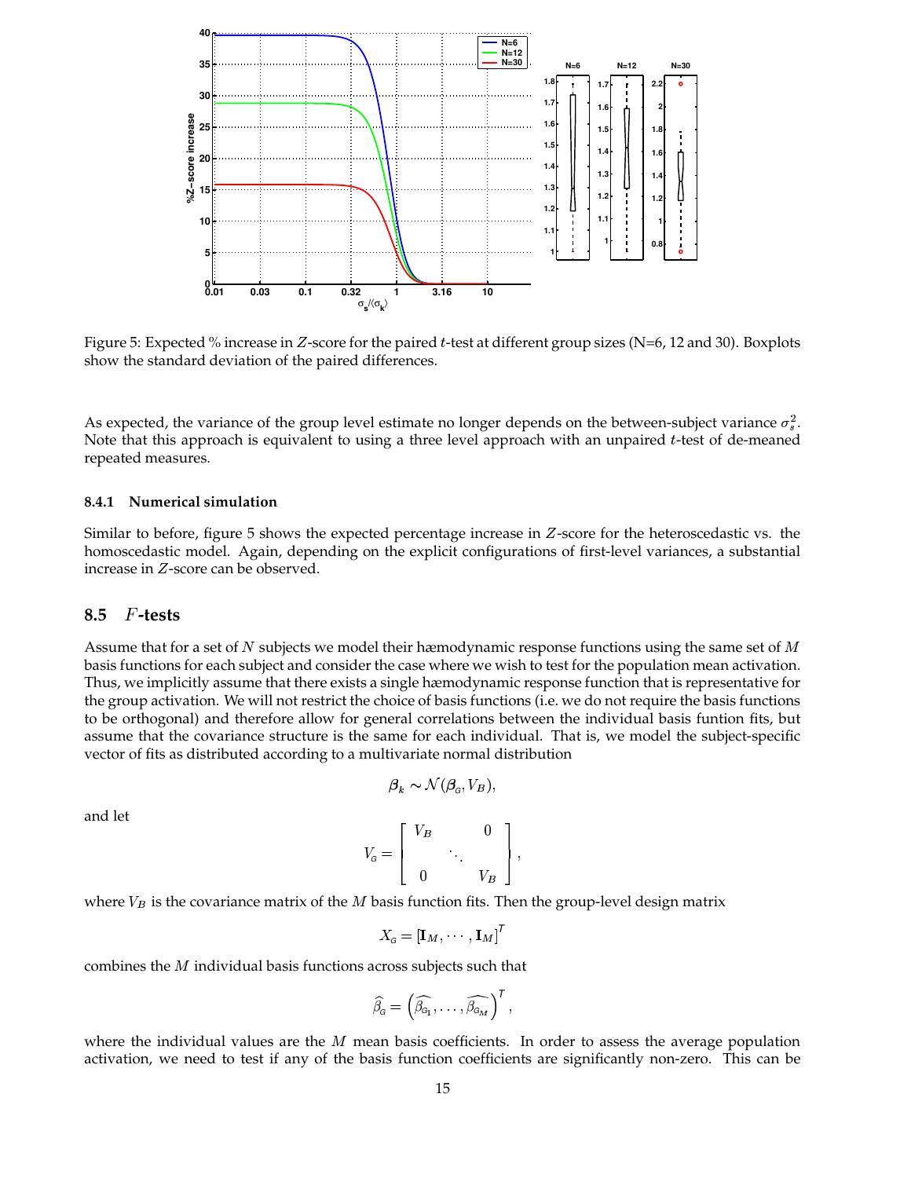Figure 5: Expected % increase in $Z$-score for the paired $t$-test at different group sizes (N=6, 12 and 30). Boxplots show the standard deviation of the paired differences.

As expected, the variance of the group level estimate no longer depends on the between-subject variance $\sigma_s^2$. Note that this approach is equivalent to using a three level approach with an unpaired $t$-test of de-meaned repeated measures.

#### 8.4.1 Numerical simulation

Similar to before, figure 5 shows the expected percentage increase in $Z$-score for the heteroscedastic vs. the homoscedastic model. Again, depending on the explicit configurations of first-level variances, a substantial increase in $Z$-score can be observed.

### 8.5 $F$-tests

Assume that for a set of $N$ subjects we model their hæmodynamic response functions using the same set of $M$ basis functions for each subject and consider the case where we wish to test for the population mean activation. Thus, we implicitly assume that there exists a single hæmodynamic response function that is representative for the group activation. We will not restrict the choice of basis functions (i.e. we do not require the basis functions to be orthogonal) and therefore allow for general correlations between the individual basis funtion fits, but assume that the covariance structure is the same for each individual. That is, we model the subject-specific vector of fits as distributed according to a multivariate normal distribution

$$\boldsymbol{\beta}_k \sim \mathcal{N}(\boldsymbol{\beta}_G, V_B),$$

and let

$$V_G = \begin{bmatrix} V_B & & 0 \\ & \ddots & \\ 0 & & V_B \end{bmatrix},$$

where $V_B$ is the covariance matrix of the $M$ basis function fits. Then the group-level design matrix

$$X_G = [\mathbf{I}_M, \cdots, \mathbf{I}_M]^T$$

combines the $M$ individual basis functions across subjects such that

$$\widehat{\beta}_G = \left(\widehat{\beta_{G_1}}, \ldots, \widehat{\beta_{G_M}}\right)^T,$$

where the individual values are the $M$ mean basis coefficients. In order to assess the average population activation, we need to test if any of the basis function coefficients are significantly non-zero. This can be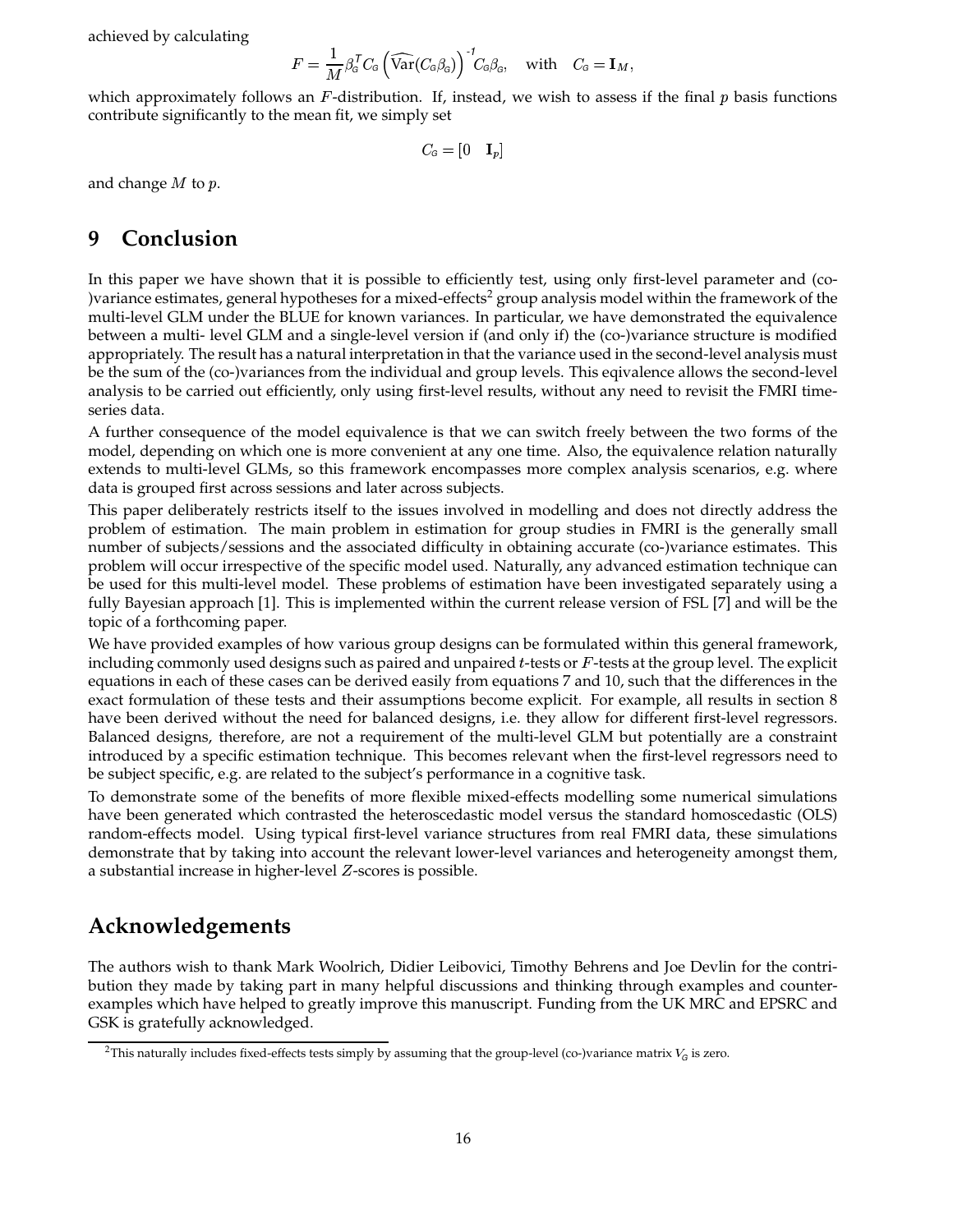achieved by calculating

$$F = \frac{1}{M}\beta_G^T C_G \left(\widehat{\text{Var}}(C_G\beta_G)\right)^{-1} C_G\beta_G, \quad \text{with} \quad C_G = \mathbf{I}_M,$$

which approximately follows an $F$-distribution. If, instead, we wish to assess if the final $p$ basis functions contribute significantly to the mean fit, we simply set

$$C_G = [0 \quad \mathbf{I}_p]$$

and change $M$ to $p$.

## 9 Conclusion

In this paper we have shown that it is possible to efficiently test, using only first-level parameter and (co-)variance estimates, general hypotheses for a mixed-effects[2] group analysis model within the framework of the multi-level GLM under the BLUE for known variances. In particular, we have demonstrated the equivalence between a multi- level GLM and a single-level version if (and only if) the (co-)variance structure is modified appropriately. The result has a natural interpretation in that the variance used in the second-level analysis must be the sum of the (co-)variances from the individual and group levels. This eqivalence allows the second-level analysis to be carried out efficiently, only using first-level results, without any need to revisit the FMRI time-series data.

A further consequence of the model equivalence is that we can switch freely between the two forms of the model, depending on which one is more convenient at any one time. Also, the equivalence relation naturally extends to multi-level GLMs, so this framework encompasses more complex analysis scenarios, e.g. where data is grouped first across sessions and later across subjects.

This paper deliberately restricts itself to the issues involved in modelling and does not directly address the problem of estimation. The main problem in estimation for group studies in FMRI is the generally small number of subjects/sessions and the associated difficulty in obtaining accurate (co-)variance estimates. This problem will occur irrespective of the specific model used. Naturally, any advanced estimation technique can be used for this multi-level model. These problems of estimation have been investigated separately using a fully Bayesian approach [1]. This is implemented within the current release version of FSL [7] and will be the topic of a forthcoming paper.

We have provided examples of how various group designs can be formulated within this general framework, including commonly used designs such as paired and unpaired $t$-tests or $F$-tests at the group level. The explicit equations in each of these cases can be derived easily from equations 7 and 10, such that the differences in the exact formulation of these tests and their assumptions become explicit. For example, all results in section 8 have been derived without the need for balanced designs, i.e. they allow for different first-level regressors. Balanced designs, therefore, are not a requirement of the multi-level GLM but potentially are a constraint introduced by a specific estimation technique. This becomes relevant when the first-level regressors need to be subject specific, e.g. are related to the subject's performance in a cognitive task.

To demonstrate some of the benefits of more flexible mixed-effects modelling some numerical simulations have been generated which contrasted the heteroscedastic model versus the standard homoscedastic (OLS) random-effects model. Using typical first-level variance structures from real FMRI data, these simulations demonstrate that by taking into account the relevant lower-level variances and heterogeneity amongst them, a substantial increase in higher-level $Z$-scores is possible.

## Acknowledgements

The authors wish to thank Mark Woolrich, Didier Leibovici, Timothy Behrens and Joe Devlin for the contribution they made by taking part in many helpful discussions and thinking through examples and counter-examples which have helped to greatly improve this manuscript. Funding from the UK MRC and EPSRC and GSK is gratefully acknowledged.

[2] This naturally includes fixed-effects tests simply by assuming that the group-level (co-)variance matrix $V_G$ is zero.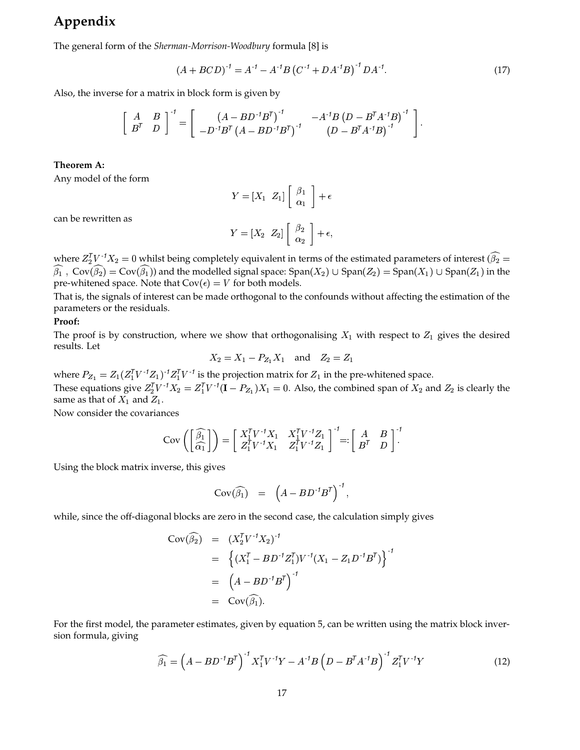# Appendix

The general form of the *Sherman-Morrison-Woodbury* formula [8] is

$$(A + BCD)^{-1} = A^{-1} - A^{-1}B\left(C^{-1} + DA^{-1}B\right)^{-1} DA^{-1}. \tag{17}$$

Also, the inverse for a matrix in block form is given by

$$\begin{bmatrix} A & B \\ B^T & D \end{bmatrix}^{-1} = \begin{bmatrix} \left(A - BD^{-1}B^T\right)^{-1} & -A^{-1}B\left(D - B^TA^{-1}B\right)^{-1} \\ -D^{-1}B^T\left(A - BD^{-1}B^T\right)^{-1} & \left(D - B^TA^{-1}B\right)^{-1} \end{bmatrix}.$$

**Theorem A:**
Any model of the form

$$Y = [X_1 \;\; Z_1]\begin{bmatrix} \beta_1 \\ \alpha_1 \end{bmatrix} + \epsilon$$

can be rewritten as

$$Y = [X_2 \;\; Z_2]\begin{bmatrix} \beta_2 \\ \alpha_2 \end{bmatrix} + \epsilon,$$

where $Z_2^TV^{-1}X_2 = 0$ whilst being completely equivalent in terms of the estimated parameters of interest ($\widehat{\beta_2} = \widehat{\beta_1}$ , $\text{Cov}(\widehat{\beta_2}) = \text{Cov}(\widehat{\beta_1})$) and the modelled signal space: $\text{Span}(X_2) \cup \text{Span}(Z_2) = \text{Span}(X_1) \cup \text{Span}(Z_1)$ in the pre-whitened space. Note that $\text{Cov}(\epsilon) = V$ for both models.
That is, the signals of interest can be made orthogonal to the confounds without affecting the estimation of the parameters or the residuals.

**Proof:**
The proof is by construction, where we show that orthogonalising $X_1$ with respect to $Z_1$ gives the desired results. Let

$$X_2 = X_1 - P_{Z_1}X_1 \quad \text{and} \quad Z_2 = Z_1$$

where $P_{Z_1} = Z_1(Z_1^TV^{-1}Z_1)^{-1}Z_1^TV^{-1}$ is the projection matrix for $Z_1$ in the pre-whitened space.
These equations give $Z_2^TV^{-1}X_2 = Z_1^TV^{-1}(\mathbf{I} - P_{Z_1})X_1 = 0$. Also, the combined span of $X_2$ and $Z_2$ is clearly the same as that of $X_1$ and $Z_1$.
Now consider the covariances

$$\text{Cov}\left(\begin{bmatrix} \widehat{\beta_1} \\ \widehat{\alpha_1} \end{bmatrix}\right) = \begin{bmatrix} X_1^TV^{-1}X_1 & X_1^TV^{-1}Z_1 \\ Z_1^TV^{-1}X_1 & Z_1^TV^{-1}Z_1 \end{bmatrix}^{-1} =: \begin{bmatrix} A & B \\ B^T & D \end{bmatrix}^{-1}.$$

Using the block matrix inverse, this gives

$$\text{Cov}(\widehat{\beta_1}) \;\; = \;\; \left(A - BD^{-1}B^T\right)^{-1},$$

while, since the off-diagonal blocks are zero in the second case, the calculation simply gives

$$\begin{aligned} \text{Cov}(\widehat{\beta_2}) &= (X_2^TV^{-1}X_2)^{-1} \\ &= \left\{(X_1^T - BD^{-1}Z_1^T)V^{-1}(X_1 - Z_1D^{-1}B^T)\right\}^{-1} \\ &= \left(A - BD^{-1}B^T\right)^{-1} \\ &= \text{Cov}(\widehat{\beta_1}). \end{aligned}$$

For the first model, the parameter estimates, given by equation 5, can be written using the matrix block inversion formula, giving

$$\widehat{\beta_1} = \left(A - BD^{-1}B^T\right)^{-1}X_1^TV^{-1}Y - A^{-1}B\left(D - B^TA^{-1}B\right)^{-1}Z_1^TV^{-1}Y \tag{12}$$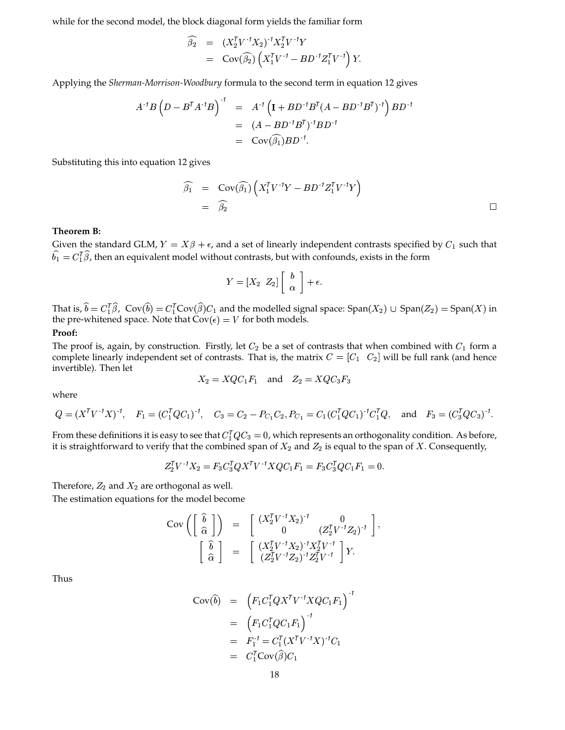while for the second model, the block diagonal form yields the familiar form

$$
\begin{aligned}
\widehat{\beta_2} &= (X_2^T V^{-1} X_2)^{-1} X_2^T V^{-1} Y \\
&= \text{Cov}(\widehat{\beta_2}) \left( X_1^T V^{-1} - B D^{-1} Z_1^T V^{-1} \right) Y.
\end{aligned}
$$

Applying the *Sherman-Morrison-Woodbury* formula to the second term in equation 12 gives

$$
\begin{aligned}
A^{-1} B \left( D - B^T A^{-1} B \right)^{-1} &= A^{-1} \left( \mathbf{I} + B D^{-1} B^T (A - B D^{-1} B^T)^{-1} \right) B D^{-1} \\
&= (A - B D^{-1} B^T)^{-1} B D^{-1} \\
&= \text{Cov}(\widehat{\beta_1}) B D^{-1}.
\end{aligned}
$$

Substituting this into equation 12 gives

$$
\begin{aligned}
\widehat{\beta_1} &= \text{Cov}(\widehat{\beta_1}) \left( X_1^T V^{-1} Y - B D^{-1} Z_1^T V^{-1} Y \right) \\
&= \widehat{\beta_2}
\end{aligned}
$$

□

**Theorem B:**
Given the standard GLM, $Y = X\beta + \epsilon$, and a set of linearly independent contrasts specified by $C_1$ such that $\widehat{b_1} = C_1^T \widehat{\beta}$, then an equivalent model without contrasts, but with confounds, exists in the form

$$
Y = [X_2 \;\; Z_2] \begin{bmatrix} b \\ \alpha \end{bmatrix} + \epsilon.
$$

That is, $\widehat{b} = C_1^T \widehat{\beta}$, $\text{Cov}(\widehat{b}) = C_1^T \text{Cov}(\widehat{\beta}) C_1$ and the modelled signal space: $\text{Span}(X_2) \cup \text{Span}(Z_2) = \text{Span}(X)$ in the pre-whitened space. Note that $\text{Cov}(\epsilon) = V$ for both models.

**Proof:**
The proof is, again, by construction. Firstly, let $C_2$ be a set of contrasts that when combined with $C_1$ form a complete linearly independent set of contrasts. That is, the matrix $C = [C_1 \;\; C_2]$ will be full rank (and hence invertible). Then let

$$
X_2 = X Q C_1 F_1 \quad \text{and} \quad Z_2 = X Q C_3 F_3
$$

where

$$
Q = (X^T V^{-1} X)^{-1}, \quad F_1 = (C_1^T Q C_1)^{-1}, \quad C_3 = C_2 - P_{C_1} C_2, P_{C_1} = C_1 (C_1^T Q C_1)^{-1} C_1^T Q, \quad \text{and} \quad F_3 = (C_3^T Q C_3)^{-1}.
$$

From these definitions it is easy to see that $C_1^T Q C_3 = 0$, which represents an orthogonality condition. As before, it is straightforward to verify that the combined span of $X_2$ and $Z_2$ is equal to the span of $X$. Consequently,

$$
Z_2^T V^{-1} X_2 = F_3 C_3^T Q X^T V^{-1} X Q C_1 F_1 = F_3 C_3^T Q C_1 F_1 = 0.
$$

Therefore, $Z_2$ and $X_2$ are orthogonal as well.
The estimation equations for the model become

$$
\begin{aligned}
\text{Cov}\left( \begin{bmatrix} \widehat{b} \\ \widehat{\alpha} \end{bmatrix} \right) &= \begin{bmatrix} (X_2^T V^{-1} X_2)^{-1} & 0 \\ 0 & (Z_2^T V^{-1} Z_2)^{-1} \end{bmatrix}, \\
\begin{bmatrix} \widehat{b} \\ \widehat{\alpha} \end{bmatrix} &= \begin{bmatrix} (X_2^T V^{-1} X_2)^{-1} X_2^T V^{-1} \\ (Z_2^T V^{-1} Z_2)^{-1} Z_2^T V^{-1} \end{bmatrix} Y.
\end{aligned}
$$

Thus

$$
\begin{aligned}
\text{Cov}(\widehat{b}) &= \left( F_1 C_1^T Q X^T V^{-1} X Q C_1 F_1 \right)^{-1} \\
&= \left( F_1 C_1^T Q C_1 F_1 \right)^{-1} \\
&= F_1^{-1} = C_1^T (X^T V^{-1} X)^{-1} C_1 \\
&= C_1^T \text{Cov}(\widehat{\beta}) C_1
\end{aligned}
$$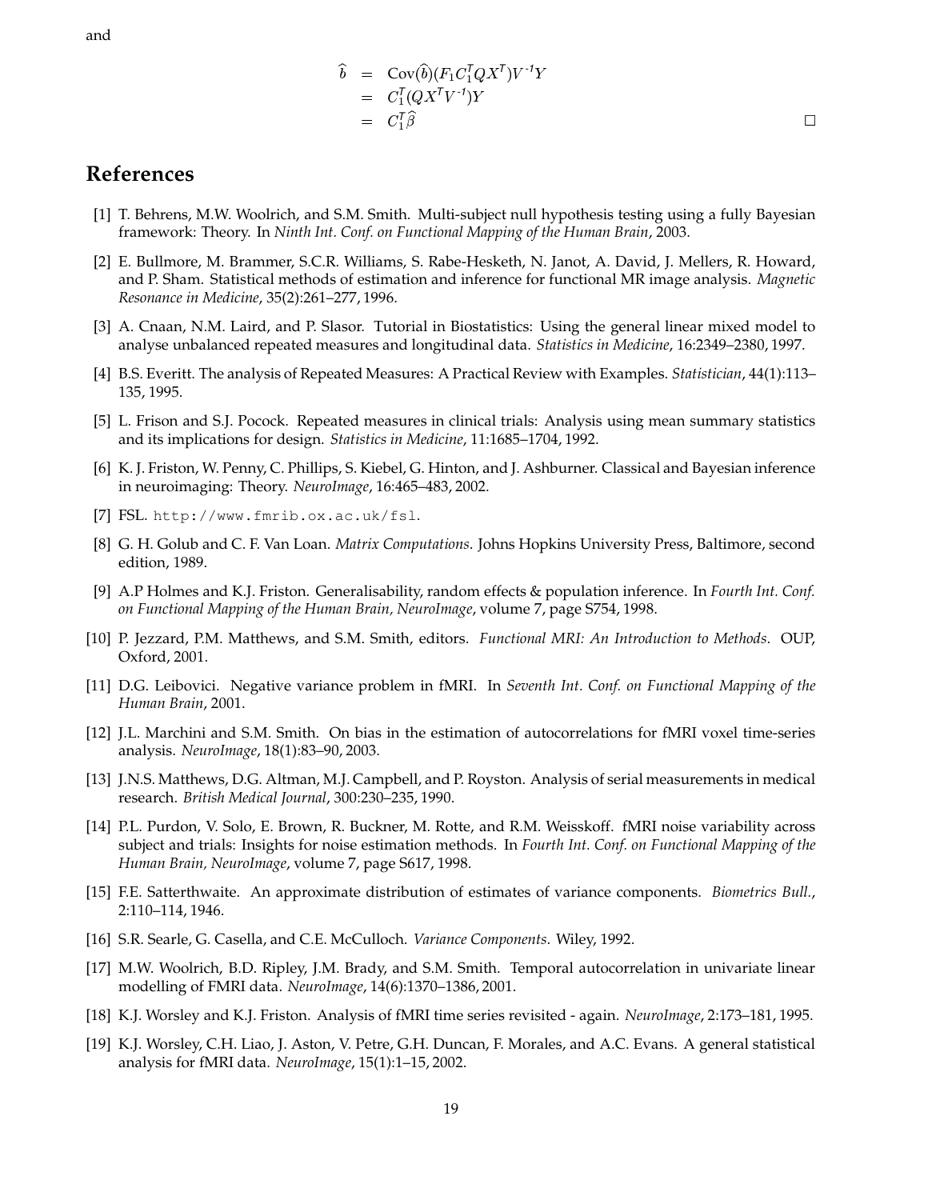and

$$
\begin{aligned}
\widehat{b} &= \text{Cov}(\widehat{b})(F_1 C_1^T Q X^T) V^{-1} Y \\
&= C_1^T (Q X^T V^{-1}) Y \\
&= C_1^T \widehat{\beta}
\end{aligned}
\qquad \square
$$

## References

[1] T. Behrens, M.W. Woolrich, and S.M. Smith. Multi-subject null hypothesis testing using a fully Bayesian framework: Theory. In *Ninth Int. Conf. on Functional Mapping of the Human Brain*, 2003.

[2] E. Bullmore, M. Brammer, S.C.R. Williams, S. Rabe-Hesketh, N. Janot, A. David, J. Mellers, R. Howard, and P. Sham. Statistical methods of estimation and inference for functional MR image analysis. *Magnetic Resonance in Medicine*, 35(2):261–277, 1996.

[3] A. Cnaan, N.M. Laird, and P. Slasor. Tutorial in Biostatistics: Using the general linear mixed model to analyse unbalanced repeated measures and longitudinal data. *Statistics in Medicine*, 16:2349–2380, 1997.

[4] B.S. Everitt. The analysis of Repeated Measures: A Practical Review with Examples. *Statistician*, 44(1):113–135, 1995.

[5] L. Frison and S.J. Pocock. Repeated measures in clinical trials: Analysis using mean summary statistics and its implications for design. *Statistics in Medicine*, 11:1685–1704, 1992.

[6] K. J. Friston, W. Penny, C. Phillips, S. Kiebel, G. Hinton, and J. Ashburner. Classical and Bayesian inference in neuroimaging: Theory. *NeuroImage*, 16:465–483, 2002.

[7] FSL. `http://www.fmrib.ox.ac.uk/fsl`.

[8] G. H. Golub and C. F. Van Loan. *Matrix Computations*. Johns Hopkins University Press, Baltimore, second edition, 1989.

[9] A.P Holmes and K.J. Friston. Generalisability, random effects & population inference. In *Fourth Int. Conf. on Functional Mapping of the Human Brain, NeuroImage*, volume 7, page S754, 1998.

[10] P. Jezzard, P.M. Matthews, and S.M. Smith, editors. *Functional MRI: An Introduction to Methods*. OUP, Oxford, 2001.

[11] D.G. Leibovici. Negative variance problem in fMRI. In *Seventh Int. Conf. on Functional Mapping of the Human Brain*, 2001.

[12] J.L. Marchini and S.M. Smith. On bias in the estimation of autocorrelations for fMRI voxel time-series analysis. *NeuroImage*, 18(1):83–90, 2003.

[13] J.N.S. Matthews, D.G. Altman, M.J. Campbell, and P. Royston. Analysis of serial measurements in medical research. *British Medical Journal*, 300:230–235, 1990.

[14] P.L. Purdon, V. Solo, E. Brown, R. Buckner, M. Rotte, and R.M. Weisskoff. fMRI noise variability across subject and trials: Insights for noise estimation methods. In *Fourth Int. Conf. on Functional Mapping of the Human Brain, NeuroImage*, volume 7, page S617, 1998.

[15] F.E. Satterthwaite. An approximate distribution of estimates of variance components. *Biometrics Bull.*, 2:110–114, 1946.

[16] S.R. Searle, G. Casella, and C.E. McCulloch. *Variance Components*. Wiley, 1992.

[17] M.W. Woolrich, B.D. Ripley, J.M. Brady, and S.M. Smith. Temporal autocorrelation in univariate linear modelling of FMRI data. *NeuroImage*, 14(6):1370–1386, 2001.

[18] K.J. Worsley and K.J. Friston. Analysis of fMRI time series revisited - again. *NeuroImage*, 2:173–181, 1995.

[19] K.J. Worsley, C.H. Liao, J. Aston, V. Petre, G.H. Duncan, F. Morales, and A.C. Evans. A general statistical analysis for fMRI data. *NeuroImage*, 15(1):1–15, 2002.